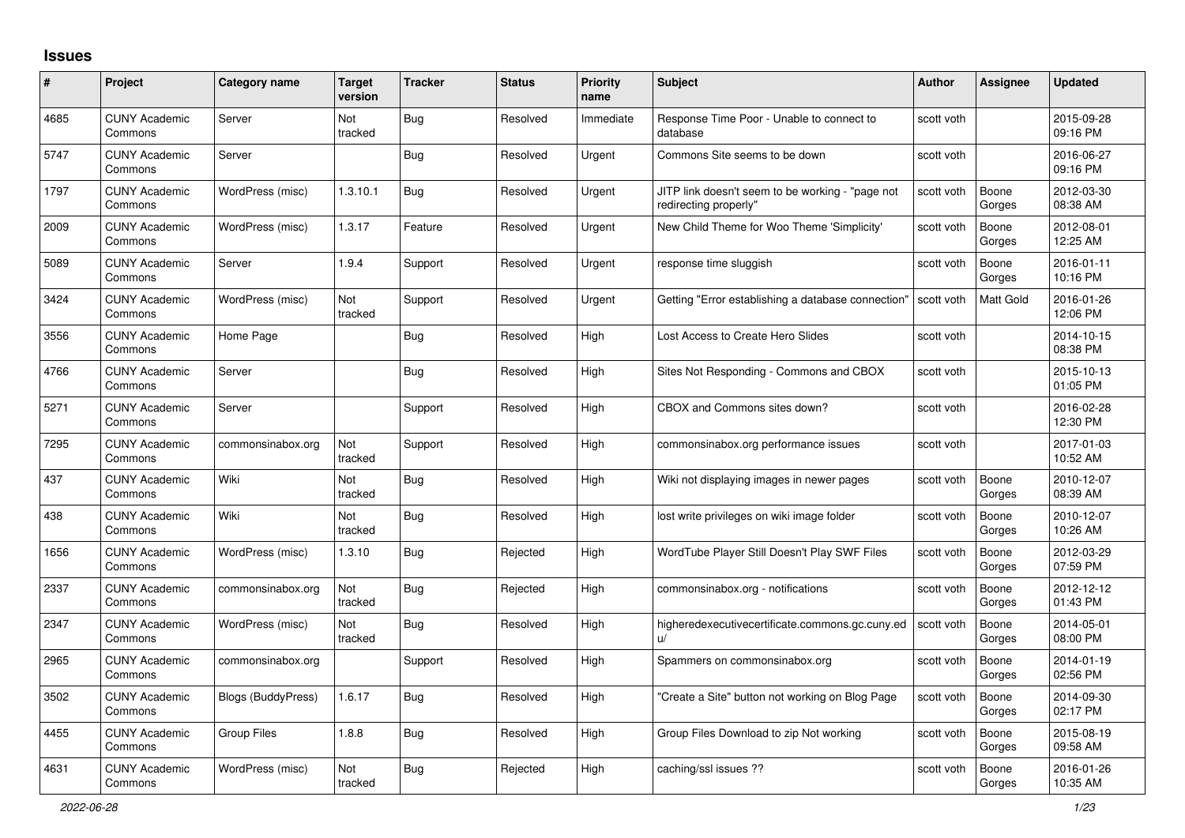## Issues

| # | Project | Category name | Target version | Tracker | Status | Priority name | Subject | Author | Assignee | Updated |
|---|---|---|---|---|---|---|---|---|---|---|
| 4685 | CUNY Academic Commons | Server | Not tracked | Bug | Resolved | Immediate | Response Time Poor - Unable to connect to database | scott voth | | 2015-09-28 09:16 PM |
| 5747 | CUNY Academic Commons | Server | | Bug | Resolved | Urgent | Commons Site seems to be down | scott voth | | 2016-06-27 09:16 PM |
| 1797 | CUNY Academic Commons | WordPress (misc) | 1.3.10.1 | Bug | Resolved | Urgent | JITP link doesn't seem to be working - "page not redirecting properly" | scott voth | Boone Gorges | 2012-03-30 08:38 AM |
| 2009 | CUNY Academic Commons | WordPress (misc) | 1.3.17 | Feature | Resolved | Urgent | New Child Theme for Woo Theme 'Simplicity' | scott voth | Boone Gorges | 2012-08-01 12:25 AM |
| 5089 | CUNY Academic Commons | Server | 1.9.4 | Support | Resolved | Urgent | response time sluggish | scott voth | Boone Gorges | 2016-01-11 10:16 PM |
| 3424 | CUNY Academic Commons | WordPress (misc) | Not tracked | Support | Resolved | Urgent | Getting "Error establishing a database connection" | scott voth | Matt Gold | 2016-01-26 12:06 PM |
| 3556 | CUNY Academic Commons | Home Page | | Bug | Resolved | High | Lost Access to Create Hero Slides | scott voth | | 2014-10-15 08:38 PM |
| 4766 | CUNY Academic Commons | Server | | Bug | Resolved | High | Sites Not Responding - Commons and CBOX | scott voth | | 2015-10-13 01:05 PM |
| 5271 | CUNY Academic Commons | Server | | Support | Resolved | High | CBOX and Commons sites down? | scott voth | | 2016-02-28 12:30 PM |
| 7295 | CUNY Academic Commons | commonsinabox.org | Not tracked | Support | Resolved | High | commonsinabox.org performance issues | scott voth | | 2017-01-03 10:52 AM |
| 437 | CUNY Academic Commons | Wiki | Not tracked | Bug | Resolved | High | Wiki not displaying images in newer pages | scott voth | Boone Gorges | 2010-12-07 08:39 AM |
| 438 | CUNY Academic Commons | Wiki | Not tracked | Bug | Resolved | High | lost write privileges on wiki image folder | scott voth | Boone Gorges | 2010-12-07 10:26 AM |
| 1656 | CUNY Academic Commons | WordPress (misc) | 1.3.10 | Bug | Rejected | High | WordTube Player Still Doesn't Play SWF Files | scott voth | Boone Gorges | 2012-03-29 07:59 PM |
| 2337 | CUNY Academic Commons | commonsinabox.org | Not tracked | Bug | Rejected | High | commonsinabox.org - notifications | scott voth | Boone Gorges | 2012-12-12 01:43 PM |
| 2347 | CUNY Academic Commons | WordPress (misc) | Not tracked | Bug | Resolved | High | higheredexecutivecertificate.commons.gc.cuny.edu/ | scott voth | Boone Gorges | 2014-05-01 08:00 PM |
| 2965 | CUNY Academic Commons | commonsinabox.org | | Support | Resolved | High | Spammers on commonsinabox.org | scott voth | Boone Gorges | 2014-01-19 02:56 PM |
| 3502 | CUNY Academic Commons | Blogs (BuddyPress) | 1.6.17 | Bug | Resolved | High | "Create a Site" button not working on Blog Page | scott voth | Boone Gorges | 2014-09-30 02:17 PM |
| 4455 | CUNY Academic Commons | Group Files | 1.8.8 | Bug | Resolved | High | Group Files Download to zip Not working | scott voth | Boone Gorges | 2015-08-19 09:58 AM |
| 4631 | CUNY Academic Commons | WordPress (misc) | Not tracked | Bug | Rejected | High | caching/ssl issues ?? | scott voth | Boone Gorges | 2016-01-26 10:35 AM |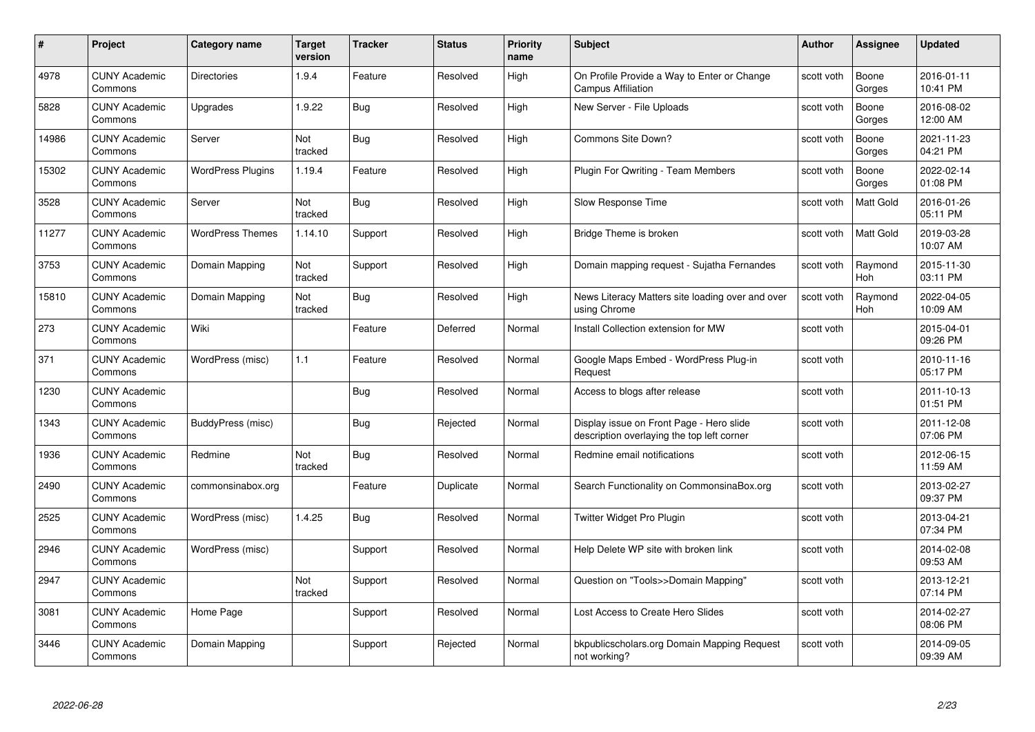| # | Project | Category name | Target version | Tracker | Status | Priority name | Subject | Author | Assignee | Updated |
|---|---|---|---|---|---|---|---|---|---|---|
| 4978 | CUNY Academic Commons | Directories | 1.9.4 | Feature | Resolved | High | On Profile Provide a Way to Enter or Change Campus Affiliation | scott voth | Boone Gorges | 2016-01-11 10:41 PM |
| 5828 | CUNY Academic Commons | Upgrades | 1.9.22 | Bug | Resolved | High | New Server - File Uploads | scott voth | Boone Gorges | 2016-08-02 12:00 AM |
| 14986 | CUNY Academic Commons | Server | Not tracked | Bug | Resolved | High | Commons Site Down? | scott voth | Boone Gorges | 2021-11-23 04:21 PM |
| 15302 | CUNY Academic Commons | WordPress Plugins | 1.19.4 | Feature | Resolved | High | Plugin For Qwriting - Team Members | scott voth | Boone Gorges | 2022-02-14 01:08 PM |
| 3528 | CUNY Academic Commons | Server | Not tracked | Bug | Resolved | High | Slow Response Time | scott voth | Matt Gold | 2016-01-26 05:11 PM |
| 11277 | CUNY Academic Commons | WordPress Themes | 1.14.10 | Support | Resolved | High | Bridge Theme is broken | scott voth | Matt Gold | 2019-03-28 10:07 AM |
| 3753 | CUNY Academic Commons | Domain Mapping | Not tracked | Support | Resolved | High | Domain mapping request - Sujatha Fernandes | scott voth | Raymond Hoh | 2015-11-30 03:11 PM |
| 15810 | CUNY Academic Commons | Domain Mapping | Not tracked | Bug | Resolved | High | News Literacy Matters site loading over and over using Chrome | scott voth | Raymond Hoh | 2022-04-05 10:09 AM |
| 273 | CUNY Academic Commons | Wiki | | Feature | Deferred | Normal | Install Collection extension for MW | scott voth | | 2015-04-01 09:26 PM |
| 371 | CUNY Academic Commons | WordPress (misc) | 1.1 | Feature | Resolved | Normal | Google Maps Embed - WordPress Plug-in Request | scott voth | | 2010-11-16 05:17 PM |
| 1230 | CUNY Academic Commons | | | Bug | Resolved | Normal | Access to blogs after release | scott voth | | 2011-10-13 01:51 PM |
| 1343 | CUNY Academic Commons | BuddyPress (misc) | | Bug | Rejected | Normal | Display issue on Front Page - Hero slide description overlaying the top left corner | scott voth | | 2011-12-08 07:06 PM |
| 1936 | CUNY Academic Commons | Redmine | Not tracked | Bug | Resolved | Normal | Redmine email notifications | scott voth | | 2012-06-15 11:59 AM |
| 2490 | CUNY Academic Commons | commonsinabox.org | | Feature | Duplicate | Normal | Search Functionality on CommonsinaBox.org | scott voth | | 2013-02-27 09:37 PM |
| 2525 | CUNY Academic Commons | WordPress (misc) | 1.4.25 | Bug | Resolved | Normal | Twitter Widget Pro Plugin | scott voth | | 2013-04-21 07:34 PM |
| 2946 | CUNY Academic Commons | WordPress (misc) | | Support | Resolved | Normal | Help Delete WP site with broken link | scott voth | | 2014-02-08 09:53 AM |
| 2947 | CUNY Academic Commons | | Not tracked | Support | Resolved | Normal | Question on "Tools>>Domain Mapping" | scott voth | | 2013-12-21 07:14 PM |
| 3081 | CUNY Academic Commons | Home Page | | Support | Resolved | Normal | Lost Access to Create Hero Slides | scott voth | | 2014-02-27 08:06 PM |
| 3446 | CUNY Academic Commons | Domain Mapping | | Support | Rejected | Normal | bkpublicscholars.org Domain Mapping Request not working? | scott voth | | 2014-09-05 09:39 AM |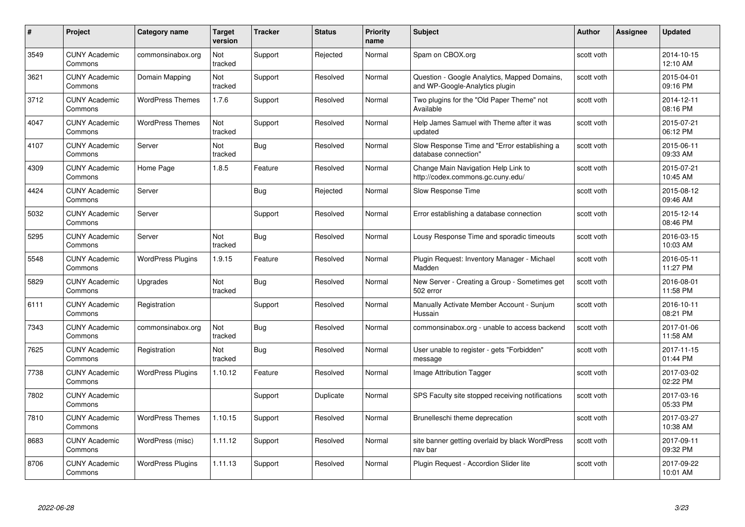| # | Project | Category name | Target version | Tracker | Status | Priority name | Subject | Author | Assignee | Updated |
|---|---|---|---|---|---|---|---|---|---|---|
| 3549 | CUNY Academic Commons | commonsinabox.org | Not tracked | Support | Rejected | Normal | Spam on CBOX.org | scott voth | | 2014-10-15 12:10 AM |
| 3621 | CUNY Academic Commons | Domain Mapping | Not tracked | Support | Resolved | Normal | Question - Google Analytics, Mapped Domains, and WP-Google-Analytics plugin | scott voth | | 2015-04-01 09:16 PM |
| 3712 | CUNY Academic Commons | WordPress Themes | 1.7.6 | Support | Resolved | Normal | Two plugins for the "Old Paper Theme" not Available | scott voth | | 2014-12-11 08:16 PM |
| 4047 | CUNY Academic Commons | WordPress Themes | Not tracked | Support | Resolved | Normal | Help James Samuel with Theme after it was updated | scott voth | | 2015-07-21 06:12 PM |
| 4107 | CUNY Academic Commons | Server | Not tracked | Bug | Resolved | Normal | Slow Response Time and "Error establishing a database connection" | scott voth | | 2015-06-11 09:33 AM |
| 4309 | CUNY Academic Commons | Home Page | 1.8.5 | Feature | Resolved | Normal | Change Main Navigation Help Link to http://codex.commons.gc.cuny.edu/ | scott voth | | 2015-07-21 10:45 AM |
| 4424 | CUNY Academic Commons | Server | | Bug | Rejected | Normal | Slow Response Time | scott voth | | 2015-08-12 09:46 AM |
| 5032 | CUNY Academic Commons | Server | | Support | Resolved | Normal | Error establishing a database connection | scott voth | | 2015-12-14 08:46 PM |
| 5295 | CUNY Academic Commons | Server | Not tracked | Bug | Resolved | Normal | Lousy Response Time and sporadic timeouts | scott voth | | 2016-03-15 10:03 AM |
| 5548 | CUNY Academic Commons | WordPress Plugins | 1.9.15 | Feature | Resolved | Normal | Plugin Request: Inventory Manager - Michael Madden | scott voth | | 2016-05-11 11:27 PM |
| 5829 | CUNY Academic Commons | Upgrades | Not tracked | Bug | Resolved | Normal | New Server - Creating a Group - Sometimes get 502 error | scott voth | | 2016-08-01 11:58 PM |
| 6111 | CUNY Academic Commons | Registration | | Support | Resolved | Normal | Manually Activate Member Account - Sunjum Hussain | scott voth | | 2016-10-11 08:21 PM |
| 7343 | CUNY Academic Commons | commonsinabox.org | Not tracked | Bug | Resolved | Normal | commonsinabox.org - unable to access backend | scott voth | | 2017-01-06 11:58 AM |
| 7625 | CUNY Academic Commons | Registration | Not tracked | Bug | Resolved | Normal | User unable to register - gets "Forbidden" message | scott voth | | 2017-11-15 01:44 PM |
| 7738 | CUNY Academic Commons | WordPress Plugins | 1.10.12 | Feature | Resolved | Normal | Image Attribution Tagger | scott voth | | 2017-03-02 02:22 PM |
| 7802 | CUNY Academic Commons | | | Support | Duplicate | Normal | SPS Faculty site stopped receiving notifications | scott voth | | 2017-03-16 05:33 PM |
| 7810 | CUNY Academic Commons | WordPress Themes | 1.10.15 | Support | Resolved | Normal | Brunelleschi theme deprecation | scott voth | | 2017-03-27 10:38 AM |
| 8683 | CUNY Academic Commons | WordPress (misc) | 1.11.12 | Support | Resolved | Normal | site banner getting overlaid by black WordPress nav bar | scott voth | | 2017-09-11 09:32 PM |
| 8706 | CUNY Academic Commons | WordPress Plugins | 1.11.13 | Support | Resolved | Normal | Plugin Request - Accordion Slider lite | scott voth | | 2017-09-22 10:01 AM |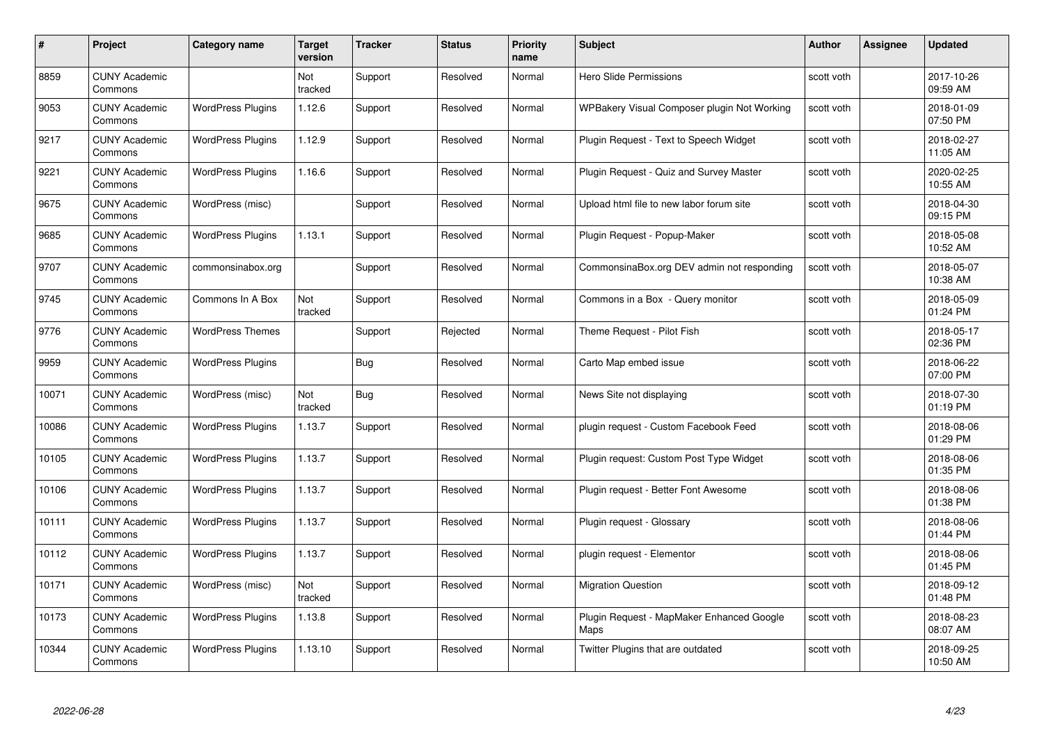| # | Project | Category name | Target version | Tracker | Status | Priority name | Subject | Author | Assignee | Updated |
|---|---|---|---|---|---|---|---|---|---|---|
| 8859 | CUNY Academic Commons | | Not tracked | Support | Resolved | Normal | Hero Slide Permissions | scott voth | | 2017-10-26 09:59 AM |
| 9053 | CUNY Academic Commons | WordPress Plugins | 1.12.6 | Support | Resolved | Normal | WPBakery Visual Composer plugin Not Working | scott voth | | 2018-01-09 07:50 PM |
| 9217 | CUNY Academic Commons | WordPress Plugins | 1.12.9 | Support | Resolved | Normal | Plugin Request - Text to Speech Widget | scott voth | | 2018-02-27 11:05 AM |
| 9221 | CUNY Academic Commons | WordPress Plugins | 1.16.6 | Support | Resolved | Normal | Plugin Request - Quiz and Survey Master | scott voth | | 2020-02-25 10:55 AM |
| 9675 | CUNY Academic Commons | WordPress (misc) | | Support | Resolved | Normal | Upload html file to new labor forum site | scott voth | | 2018-04-30 09:15 PM |
| 9685 | CUNY Academic Commons | WordPress Plugins | 1.13.1 | Support | Resolved | Normal | Plugin Request - Popup-Maker | scott voth | | 2018-05-08 10:52 AM |
| 9707 | CUNY Academic Commons | commonsinabox.org | | Support | Resolved | Normal | CommonsinaBox.org DEV admin not responding | scott voth | | 2018-05-07 10:38 AM |
| 9745 | CUNY Academic Commons | Commons In A Box | Not tracked | Support | Resolved | Normal | Commons in a Box - Query monitor | scott voth | | 2018-05-09 01:24 PM |
| 9776 | CUNY Academic Commons | WordPress Themes | | Support | Rejected | Normal | Theme Request - Pilot Fish | scott voth | | 2018-05-17 02:36 PM |
| 9959 | CUNY Academic Commons | WordPress Plugins | | Bug | Resolved | Normal | Carto Map embed issue | scott voth | | 2018-06-22 07:00 PM |
| 10071 | CUNY Academic Commons | WordPress (misc) | Not tracked | Bug | Resolved | Normal | News Site not displaying | scott voth | | 2018-07-30 01:19 PM |
| 10086 | CUNY Academic Commons | WordPress Plugins | 1.13.7 | Support | Resolved | Normal | plugin request - Custom Facebook Feed | scott voth | | 2018-08-06 01:29 PM |
| 10105 | CUNY Academic Commons | WordPress Plugins | 1.13.7 | Support | Resolved | Normal | Plugin request: Custom Post Type Widget | scott voth | | 2018-08-06 01:35 PM |
| 10106 | CUNY Academic Commons | WordPress Plugins | 1.13.7 | Support | Resolved | Normal | Plugin request - Better Font Awesome | scott voth | | 2018-08-06 01:38 PM |
| 10111 | CUNY Academic Commons | WordPress Plugins | 1.13.7 | Support | Resolved | Normal | Plugin request - Glossary | scott voth | | 2018-08-06 01:44 PM |
| 10112 | CUNY Academic Commons | WordPress Plugins | 1.13.7 | Support | Resolved | Normal | plugin request - Elementor | scott voth | | 2018-08-06 01:45 PM |
| 10171 | CUNY Academic Commons | WordPress (misc) | Not tracked | Support | Resolved | Normal | Migration Question | scott voth | | 2018-09-12 01:48 PM |
| 10173 | CUNY Academic Commons | WordPress Plugins | 1.13.8 | Support | Resolved | Normal | Plugin Request - MapMaker Enhanced Google Maps | scott voth | | 2018-08-23 08:07 AM |
| 10344 | CUNY Academic Commons | WordPress Plugins | 1.13.10 | Support | Resolved | Normal | Twitter Plugins that are outdated | scott voth | | 2018-09-25 10:50 AM |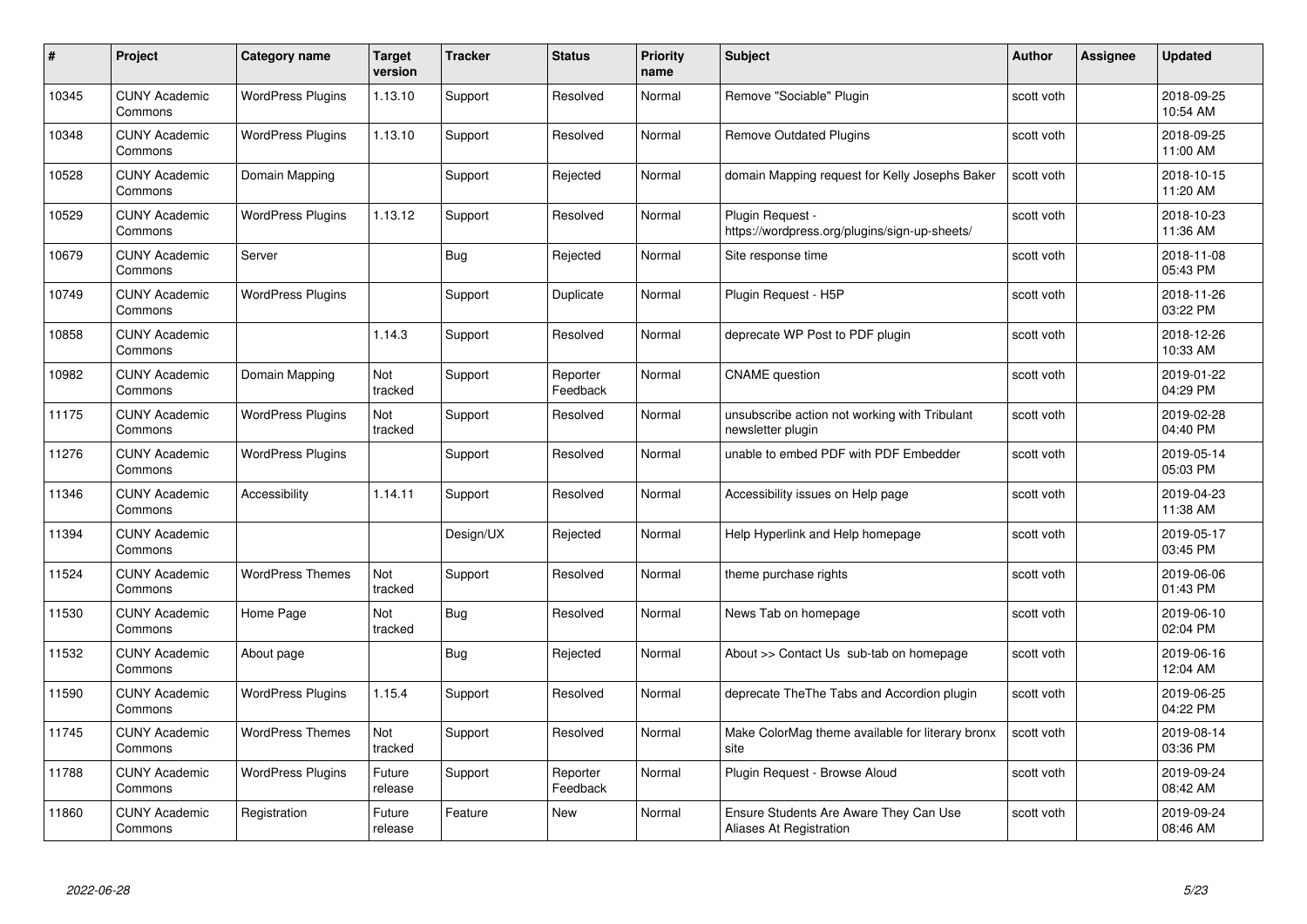| # | Project | Category name | Target version | Tracker | Status | Priority name | Subject | Author | Assignee | Updated |
|---|---|---|---|---|---|---|---|---|---|---|
| 10345 | CUNY Academic Commons | WordPress Plugins | 1.13.10 | Support | Resolved | Normal | Remove "Sociable" Plugin | scott voth | | 2018-09-25 10:54 AM |
| 10348 | CUNY Academic Commons | WordPress Plugins | 1.13.10 | Support | Resolved | Normal | Remove Outdated Plugins | scott voth | | 2018-09-25 11:00 AM |
| 10528 | CUNY Academic Commons | Domain Mapping | | Support | Rejected | Normal | domain Mapping request for Kelly Josephs Baker | scott voth | | 2018-10-15 11:20 AM |
| 10529 | CUNY Academic Commons | WordPress Plugins | 1.13.12 | Support | Resolved | Normal | Plugin Request - https://wordpress.org/plugins/sign-up-sheets/ | scott voth | | 2018-10-23 11:36 AM |
| 10679 | CUNY Academic Commons | Server | | Bug | Rejected | Normal | Site response time | scott voth | | 2018-11-08 05:43 PM |
| 10749 | CUNY Academic Commons | WordPress Plugins | | Support | Duplicate | Normal | Plugin Request - H5P | scott voth | | 2018-11-26 03:22 PM |
| 10858 | CUNY Academic Commons | | 1.14.3 | Support | Resolved | Normal | deprecate WP Post to PDF plugin | scott voth | | 2018-12-26 10:33 AM |
| 10982 | CUNY Academic Commons | Domain Mapping | Not tracked | Support | Reporter Feedback | Normal | CNAME question | scott voth | | 2019-01-22 04:29 PM |
| 11175 | CUNY Academic Commons | WordPress Plugins | Not tracked | Support | Resolved | Normal | unsubscribe action not working with Tribulant newsletter plugin | scott voth | | 2019-02-28 04:40 PM |
| 11276 | CUNY Academic Commons | WordPress Plugins | | Support | Resolved | Normal | unable to embed PDF with PDF Embedder | scott voth | | 2019-05-14 05:03 PM |
| 11346 | CUNY Academic Commons | Accessibility | 1.14.11 | Support | Resolved | Normal | Accessibility issues on Help page | scott voth | | 2019-04-23 11:38 AM |
| 11394 | CUNY Academic Commons | | | Design/UX | Rejected | Normal | Help Hyperlink and Help homepage | scott voth | | 2019-05-17 03:45 PM |
| 11524 | CUNY Academic Commons | WordPress Themes | Not tracked | Support | Resolved | Normal | theme purchase rights | scott voth | | 2019-06-06 01:43 PM |
| 11530 | CUNY Academic Commons | Home Page | Not tracked | Bug | Resolved | Normal | News Tab on homepage | scott voth | | 2019-06-10 02:04 PM |
| 11532 | CUNY Academic Commons | About page | | Bug | Rejected | Normal | About >> Contact Us sub-tab on homepage | scott voth | | 2019-06-16 12:04 AM |
| 11590 | CUNY Academic Commons | WordPress Plugins | 1.15.4 | Support | Resolved | Normal | deprecate TheThe Tabs and Accordion plugin | scott voth | | 2019-06-25 04:22 PM |
| 11745 | CUNY Academic Commons | WordPress Themes | Not tracked | Support | Resolved | Normal | Make ColorMag theme available for literary bronx site | scott voth | | 2019-08-14 03:36 PM |
| 11788 | CUNY Academic Commons | WordPress Plugins | Future release | Support | Reporter Feedback | Normal | Plugin Request - Browse Aloud | scott voth | | 2019-09-24 08:42 AM |
| 11860 | CUNY Academic Commons | Registration | Future release | Feature | New | Normal | Ensure Students Are Aware They Can Use Aliases At Registration | scott voth | | 2019-09-24 08:46 AM |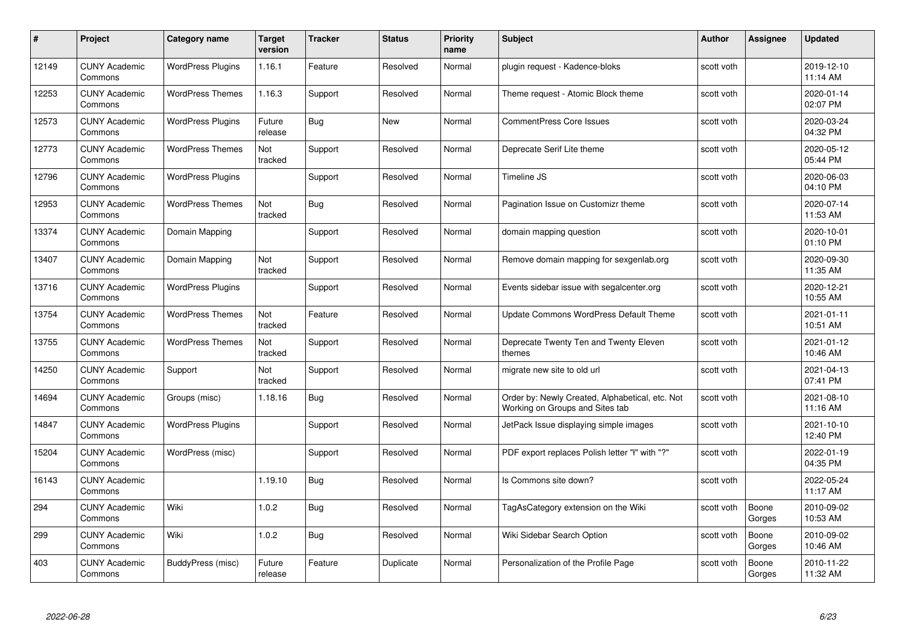| # | Project | Category name | Target version | Tracker | Status | Priority name | Subject | Author | Assignee | Updated |
|---|---|---|---|---|---|---|---|---|---|---|
| 12149 | CUNY Academic Commons | WordPress Plugins | 1.16.1 | Feature | Resolved | Normal | plugin request - Kadence-bloks | scott voth | | 2019-12-10 11:14 AM |
| 12253 | CUNY Academic Commons | WordPress Themes | 1.16.3 | Support | Resolved | Normal | Theme request - Atomic Block theme | scott voth | | 2020-01-14 02:07 PM |
| 12573 | CUNY Academic Commons | WordPress Plugins | Future release | Bug | New | Normal | CommentPress Core Issues | scott voth | | 2020-03-24 04:32 PM |
| 12773 | CUNY Academic Commons | WordPress Themes | Not tracked | Support | Resolved | Normal | Deprecate Serif Lite theme | scott voth | | 2020-05-12 05:44 PM |
| 12796 | CUNY Academic Commons | WordPress Plugins | | Support | Resolved | Normal | Timeline JS | scott voth | | 2020-06-03 04:10 PM |
| 12953 | CUNY Academic Commons | WordPress Themes | Not tracked | Bug | Resolved | Normal | Pagination Issue on Customizr theme | scott voth | | 2020-07-14 11:53 AM |
| 13374 | CUNY Academic Commons | Domain Mapping | | Support | Resolved | Normal | domain mapping question | scott voth | | 2020-10-01 01:10 PM |
| 13407 | CUNY Academic Commons | Domain Mapping | Not tracked | Support | Resolved | Normal | Remove domain mapping for sexgenlab.org | scott voth | | 2020-09-30 11:35 AM |
| 13716 | CUNY Academic Commons | WordPress Plugins | | Support | Resolved | Normal | Events sidebar issue with segalcenter.org | scott voth | | 2020-12-21 10:55 AM |
| 13754 | CUNY Academic Commons | WordPress Themes | Not tracked | Feature | Resolved | Normal | Update Commons WordPress Default Theme | scott voth | | 2021-01-11 10:51 AM |
| 13755 | CUNY Academic Commons | WordPress Themes | Not tracked | Support | Resolved | Normal | Deprecate Twenty Ten and Twenty Eleven themes | scott voth | | 2021-01-12 10:46 AM |
| 14250 | CUNY Academic Commons | Support | Not tracked | Support | Resolved | Normal | migrate new site to old url | scott voth | | 2021-04-13 07:41 PM |
| 14694 | CUNY Academic Commons | Groups (misc) | 1.18.16 | Bug | Resolved | Normal | Order by: Newly Created, Alphabetical, etc. Not Working on Groups and Sites tab | scott voth | | 2021-08-10 11:16 AM |
| 14847 | CUNY Academic Commons | WordPress Plugins | | Support | Resolved | Normal | JetPack Issue displaying simple images | scott voth | | 2021-10-10 12:40 PM |
| 15204 | CUNY Academic Commons | WordPress (misc) | | Support | Resolved | Normal | PDF export replaces Polish letter "ł" with "?" | scott voth | | 2022-01-19 04:35 PM |
| 16143 | CUNY Academic Commons | | 1.19.10 | Bug | Resolved | Normal | Is Commons site down? | scott voth | | 2022-05-24 11:17 AM |
| 294 | CUNY Academic Commons | Wiki | 1.0.2 | Bug | Resolved | Normal | TagAsCategory extension on the Wiki | scott voth | Boone Gorges | 2010-09-02 10:53 AM |
| 299 | CUNY Academic Commons | Wiki | 1.0.2 | Bug | Resolved | Normal | Wiki Sidebar Search Option | scott voth | Boone Gorges | 2010-09-02 10:46 AM |
| 403 | CUNY Academic Commons | BuddyPress (misc) | Future release | Feature | Duplicate | Normal | Personalization of the Profile Page | scott voth | Boone Gorges | 2010-11-22 11:32 AM |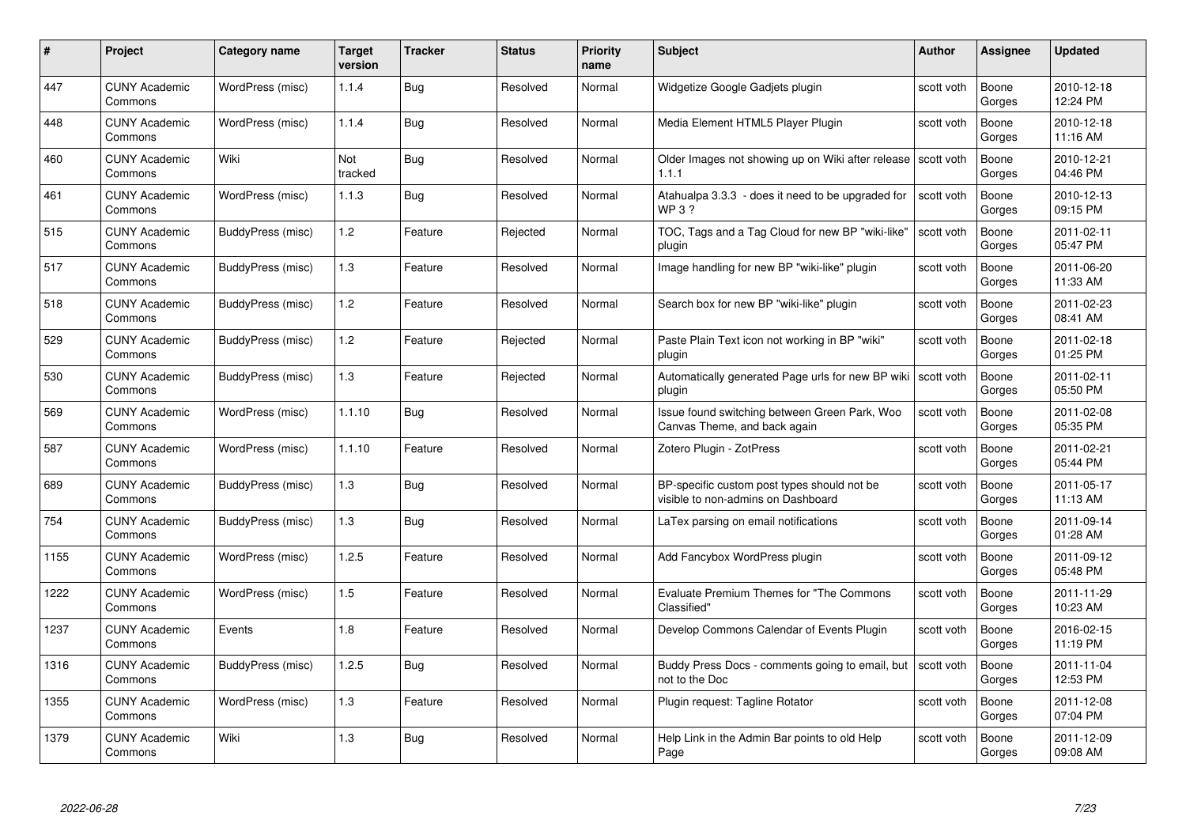| # | Project | Category name | Target version | Tracker | Status | Priority name | Subject | Author | Assignee | Updated |
|---|---|---|---|---|---|---|---|---|---|---|
| 447 | CUNY Academic Commons | WordPress (misc) | 1.1.4 | Bug | Resolved | Normal | Widgetize Google Gadjets plugin | scott voth | Boone Gorges | 2010-12-18 12:24 PM |
| 448 | CUNY Academic Commons | WordPress (misc) | 1.1.4 | Bug | Resolved | Normal | Media Element HTML5 Player Plugin | scott voth | Boone Gorges | 2010-12-18 11:16 AM |
| 460 | CUNY Academic Commons | Wiki | Not tracked | Bug | Resolved | Normal | Older Images not showing up on Wiki after release 1.1.1 | scott voth | Boone Gorges | 2010-12-21 04:46 PM |
| 461 | CUNY Academic Commons | WordPress (misc) | 1.1.3 | Bug | Resolved | Normal | Atahualpa 3.3.3 - does it need to be upgraded for WP 3 ? | scott voth | Boone Gorges | 2010-12-13 09:15 PM |
| 515 | CUNY Academic Commons | BuddyPress (misc) | 1.2 | Feature | Rejected | Normal | TOC, Tags and a Tag Cloud for new BP "wiki-like" plugin | scott voth | Boone Gorges | 2011-02-11 05:47 PM |
| 517 | CUNY Academic Commons | BuddyPress (misc) | 1.3 | Feature | Resolved | Normal | Image handling for new BP "wiki-like" plugin | scott voth | Boone Gorges | 2011-06-20 11:33 AM |
| 518 | CUNY Academic Commons | BuddyPress (misc) | 1.2 | Feature | Resolved | Normal | Search box for new BP "wiki-like" plugin | scott voth | Boone Gorges | 2011-02-23 08:41 AM |
| 529 | CUNY Academic Commons | BuddyPress (misc) | 1.2 | Feature | Rejected | Normal | Paste Plain Text icon not working in BP "wiki" plugin | scott voth | Boone Gorges | 2011-02-18 01:25 PM |
| 530 | CUNY Academic Commons | BuddyPress (misc) | 1.3 | Feature | Rejected | Normal | Automatically generated Page urls for new BP wiki plugin | scott voth | Boone Gorges | 2011-02-11 05:50 PM |
| 569 | CUNY Academic Commons | WordPress (misc) | 1.1.10 | Bug | Resolved | Normal | Issue found switching between Green Park, Woo Canvas Theme, and back again | scott voth | Boone Gorges | 2011-02-08 05:35 PM |
| 587 | CUNY Academic Commons | WordPress (misc) | 1.1.10 | Feature | Resolved | Normal | Zotero Plugin - ZotPress | scott voth | Boone Gorges | 2011-02-21 05:44 PM |
| 689 | CUNY Academic Commons | BuddyPress (misc) | 1.3 | Bug | Resolved | Normal | BP-specific custom post types should not be visible to non-admins on Dashboard | scott voth | Boone Gorges | 2011-05-17 11:13 AM |
| 754 | CUNY Academic Commons | BuddyPress (misc) | 1.3 | Bug | Resolved | Normal | LaTex parsing on email notifications | scott voth | Boone Gorges | 2011-09-14 01:28 AM |
| 1155 | CUNY Academic Commons | WordPress (misc) | 1.2.5 | Feature | Resolved | Normal | Add Fancybox WordPress plugin | scott voth | Boone Gorges | 2011-09-12 05:48 PM |
| 1222 | CUNY Academic Commons | WordPress (misc) | 1.5 | Feature | Resolved | Normal | Evaluate Premium Themes for "The Commons Classified" | scott voth | Boone Gorges | 2011-11-29 10:23 AM |
| 1237 | CUNY Academic Commons | Events | 1.8 | Feature | Resolved | Normal | Develop Commons Calendar of Events Plugin | scott voth | Boone Gorges | 2016-02-15 11:19 PM |
| 1316 | CUNY Academic Commons | BuddyPress (misc) | 1.2.5 | Bug | Resolved | Normal | Buddy Press Docs - comments going to email, but not to the Doc | scott voth | Boone Gorges | 2011-11-04 12:53 PM |
| 1355 | CUNY Academic Commons | WordPress (misc) | 1.3 | Feature | Resolved | Normal | Plugin request: Tagline Rotator | scott voth | Boone Gorges | 2011-12-08 07:04 PM |
| 1379 | CUNY Academic Commons | Wiki | 1.3 | Bug | Resolved | Normal | Help Link in the Admin Bar points to old Help Page | scott voth | Boone Gorges | 2011-12-09 09:08 AM |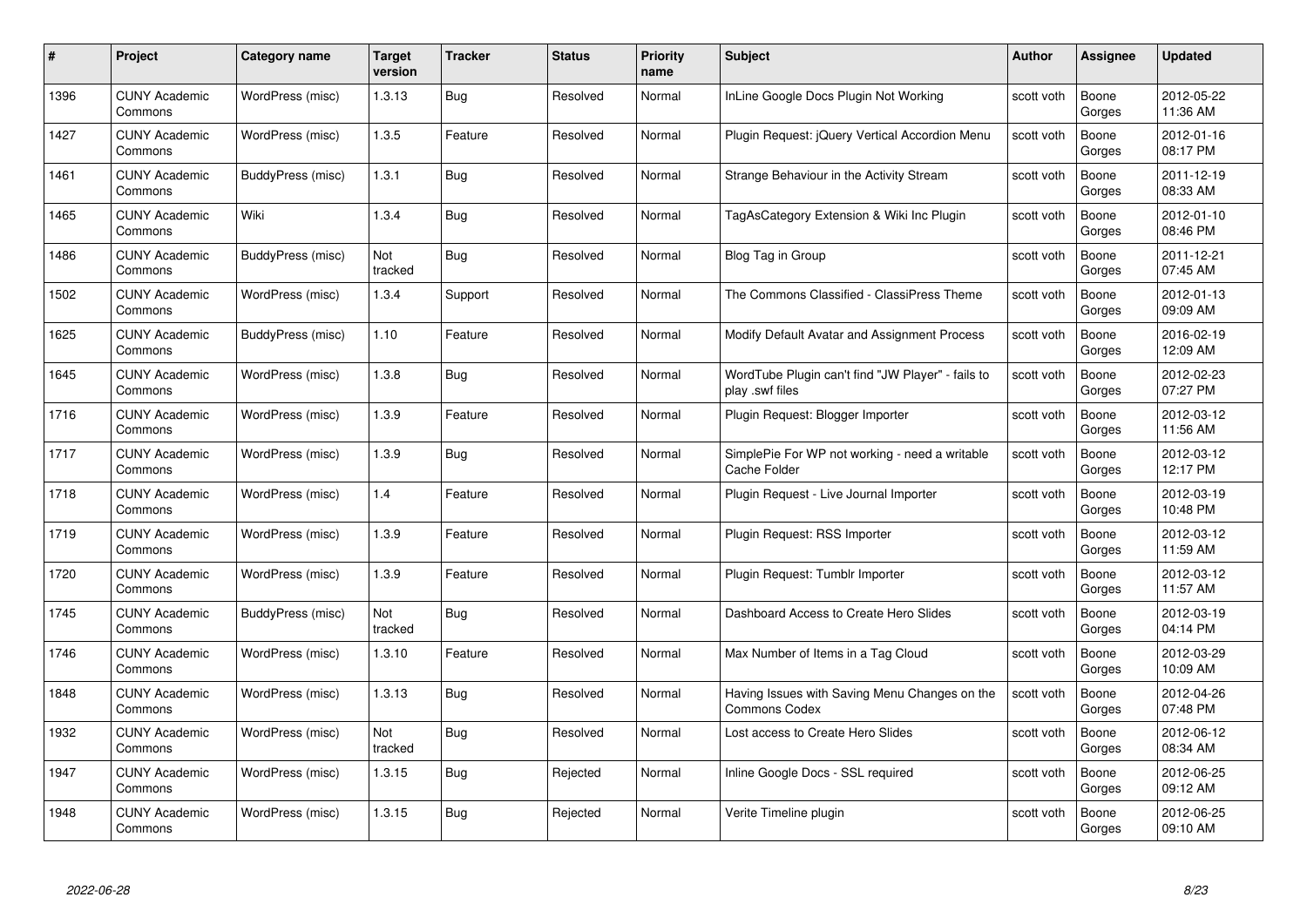| # | Project | Category name | Target version | Tracker | Status | Priority name | Subject | Author | Assignee | Updated |
|---|---|---|---|---|---|---|---|---|---|---|
| 1396 | CUNY Academic Commons | WordPress (misc) | 1.3.13 | Bug | Resolved | Normal | InLine Google Docs Plugin Not Working | scott voth | Boone Gorges | 2012-05-22 11:36 AM |
| 1427 | CUNY Academic Commons | WordPress (misc) | 1.3.5 | Feature | Resolved | Normal | Plugin Request: jQuery Vertical Accordion Menu | scott voth | Boone Gorges | 2012-01-16 08:17 PM |
| 1461 | CUNY Academic Commons | BuddyPress (misc) | 1.3.1 | Bug | Resolved | Normal | Strange Behaviour in the Activity Stream | scott voth | Boone Gorges | 2011-12-19 08:33 AM |
| 1465 | CUNY Academic Commons | Wiki | 1.3.4 | Bug | Resolved | Normal | TagAsCategory Extension & Wiki Inc Plugin | scott voth | Boone Gorges | 2012-01-10 08:46 PM |
| 1486 | CUNY Academic Commons | BuddyPress (misc) | Not tracked | Bug | Resolved | Normal | Blog Tag in Group | scott voth | Boone Gorges | 2011-12-21 07:45 AM |
| 1502 | CUNY Academic Commons | WordPress (misc) | 1.3.4 | Support | Resolved | Normal | The Commons Classified - ClassiPress Theme | scott voth | Boone Gorges | 2012-01-13 09:09 AM |
| 1625 | CUNY Academic Commons | BuddyPress (misc) | 1.10 | Feature | Resolved | Normal | Modify Default Avatar and Assignment Process | scott voth | Boone Gorges | 2016-02-19 12:09 AM |
| 1645 | CUNY Academic Commons | WordPress (misc) | 1.3.8 | Bug | Resolved | Normal | WordTube Plugin can't find "JW Player" - fails to play .swf files | scott voth | Boone Gorges | 2012-02-23 07:27 PM |
| 1716 | CUNY Academic Commons | WordPress (misc) | 1.3.9 | Feature | Resolved | Normal | Plugin Request: Blogger Importer | scott voth | Boone Gorges | 2012-03-12 11:56 AM |
| 1717 | CUNY Academic Commons | WordPress (misc) | 1.3.9 | Bug | Resolved | Normal | SimplePie For WP not working - need a writable Cache Folder | scott voth | Boone Gorges | 2012-03-12 12:17 PM |
| 1718 | CUNY Academic Commons | WordPress (misc) | 1.4 | Feature | Resolved | Normal | Plugin Request - Live Journal Importer | scott voth | Boone Gorges | 2012-03-19 10:48 PM |
| 1719 | CUNY Academic Commons | WordPress (misc) | 1.3.9 | Feature | Resolved | Normal | Plugin Request: RSS Importer | scott voth | Boone Gorges | 2012-03-12 11:59 AM |
| 1720 | CUNY Academic Commons | WordPress (misc) | 1.3.9 | Feature | Resolved | Normal | Plugin Request: Tumblr Importer | scott voth | Boone Gorges | 2012-03-12 11:57 AM |
| 1745 | CUNY Academic Commons | BuddyPress (misc) | Not tracked | Bug | Resolved | Normal | Dashboard Access to Create Hero Slides | scott voth | Boone Gorges | 2012-03-19 04:14 PM |
| 1746 | CUNY Academic Commons | WordPress (misc) | 1.3.10 | Feature | Resolved | Normal | Max Number of Items in a Tag Cloud | scott voth | Boone Gorges | 2012-03-29 10:09 AM |
| 1848 | CUNY Academic Commons | WordPress (misc) | 1.3.13 | Bug | Resolved | Normal | Having Issues with Saving Menu Changes on the Commons Codex | scott voth | Boone Gorges | 2012-04-26 07:48 PM |
| 1932 | CUNY Academic Commons | WordPress (misc) | Not tracked | Bug | Resolved | Normal | Lost access to Create Hero Slides | scott voth | Boone Gorges | 2012-06-12 08:34 AM |
| 1947 | CUNY Academic Commons | WordPress (misc) | 1.3.15 | Bug | Rejected | Normal | Inline Google Docs - SSL required | scott voth | Boone Gorges | 2012-06-25 09:12 AM |
| 1948 | CUNY Academic Commons | WordPress (misc) | 1.3.15 | Bug | Rejected | Normal | Verite Timeline plugin | scott voth | Boone Gorges | 2012-06-25 09:10 AM |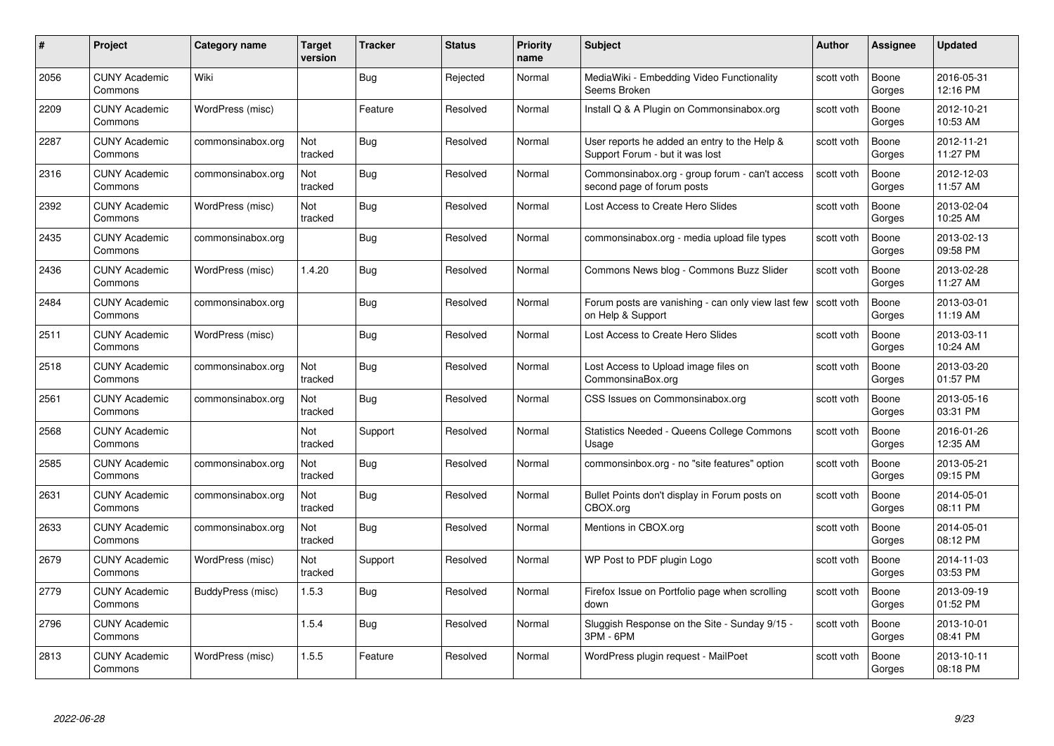| # | Project | Category name | Target version | Tracker | Status | Priority name | Subject | Author | Assignee | Updated |
|---|---|---|---|---|---|---|---|---|---|---|
| 2056 | CUNY Academic Commons | Wiki | | Bug | Rejected | Normal | MediaWiki - Embedding Video Functionality Seems Broken | scott voth | Boone Gorges | 2016-05-31 12:16 PM |
| 2209 | CUNY Academic Commons | WordPress (misc) | | Feature | Resolved | Normal | Install Q & A Plugin on Commonsinabox.org | scott voth | Boone Gorges | 2012-10-21 10:53 AM |
| 2287 | CUNY Academic Commons | commonsinabox.org | Not tracked | Bug | Resolved | Normal | User reports he added an entry to the Help & Support Forum - but it was lost | scott voth | Boone Gorges | 2012-11-21 11:27 PM |
| 2316 | CUNY Academic Commons | commonsinabox.org | Not tracked | Bug | Resolved | Normal | Commonsinabox.org - group forum - can't access second page of forum posts | scott voth | Boone Gorges | 2012-12-03 11:57 AM |
| 2392 | CUNY Academic Commons | WordPress (misc) | Not tracked | Bug | Resolved | Normal | Lost Access to Create Hero Slides | scott voth | Boone Gorges | 2013-02-04 10:25 AM |
| 2435 | CUNY Academic Commons | commonsinabox.org | | Bug | Resolved | Normal | commonsinabox.org - media upload file types | scott voth | Boone Gorges | 2013-02-13 09:58 PM |
| 2436 | CUNY Academic Commons | WordPress (misc) | 1.4.20 | Bug | Resolved | Normal | Commons News blog - Commons Buzz Slider | scott voth | Boone Gorges | 2013-02-28 11:27 AM |
| 2484 | CUNY Academic Commons | commonsinabox.org | | Bug | Resolved | Normal | Forum posts are vanishing - can only view last few on Help & Support | scott voth | Boone Gorges | 2013-03-01 11:19 AM |
| 2511 | CUNY Academic Commons | WordPress (misc) | | Bug | Resolved | Normal | Lost Access to Create Hero Slides | scott voth | Boone Gorges | 2013-03-11 10:24 AM |
| 2518 | CUNY Academic Commons | commonsinabox.org | Not tracked | Bug | Resolved | Normal | Lost Access to Upload image files on CommonsinaBox.org | scott voth | Boone Gorges | 2013-03-20 01:57 PM |
| 2561 | CUNY Academic Commons | commonsinabox.org | Not tracked | Bug | Resolved | Normal | CSS Issues on Commonsinabox.org | scott voth | Boone Gorges | 2013-05-16 03:31 PM |
| 2568 | CUNY Academic Commons | | Not tracked | Support | Resolved | Normal | Statistics Needed - Queens College Commons Usage | scott voth | Boone Gorges | 2016-01-26 12:35 AM |
| 2585 | CUNY Academic Commons | commonsinabox.org | Not tracked | Bug | Resolved | Normal | commonsinbox.org - no "site features" option | scott voth | Boone Gorges | 2013-05-21 09:15 PM |
| 2631 | CUNY Academic Commons | commonsinabox.org | Not tracked | Bug | Resolved | Normal | Bullet Points don't display in Forum posts on CBOX.org | scott voth | Boone Gorges | 2014-05-01 08:11 PM |
| 2633 | CUNY Academic Commons | commonsinabox.org | Not tracked | Bug | Resolved | Normal | Mentions in CBOX.org | scott voth | Boone Gorges | 2014-05-01 08:12 PM |
| 2679 | CUNY Academic Commons | WordPress (misc) | Not tracked | Support | Resolved | Normal | WP Post to PDF plugin Logo | scott voth | Boone Gorges | 2014-11-03 03:53 PM |
| 2779 | CUNY Academic Commons | BuddyPress (misc) | 1.5.3 | Bug | Resolved | Normal | Firefox Issue on Portfolio page when scrolling down | scott voth | Boone Gorges | 2013-09-19 01:52 PM |
| 2796 | CUNY Academic Commons | | 1.5.4 | Bug | Resolved | Normal | Sluggish Response on the Site - Sunday 9/15 - 3PM - 6PM | scott voth | Boone Gorges | 2013-10-01 08:41 PM |
| 2813 | CUNY Academic Commons | WordPress (misc) | 1.5.5 | Feature | Resolved | Normal | WordPress plugin request - MailPoet | scott voth | Boone Gorges | 2013-10-11 08:18 PM |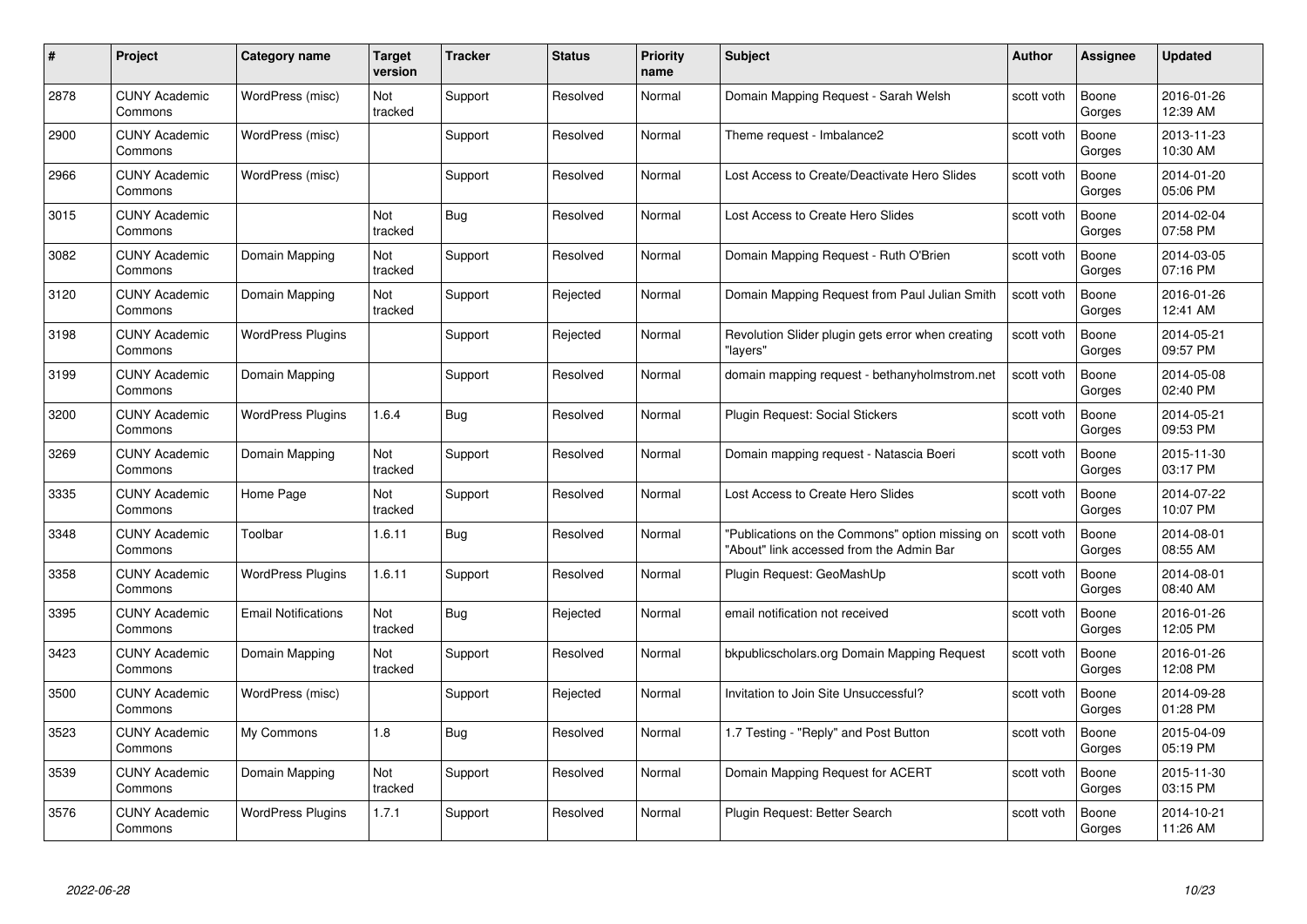| # | Project | Category name | Target version | Tracker | Status | Priority name | Subject | Author | Assignee | Updated |
|---|---|---|---|---|---|---|---|---|---|---|
| 2878 | CUNY Academic Commons | WordPress (misc) | Not tracked | Support | Resolved | Normal | Domain Mapping Request - Sarah Welsh | scott voth | Boone Gorges | 2016-01-26 12:39 AM |
| 2900 | CUNY Academic Commons | WordPress (misc) | | Support | Resolved | Normal | Theme request - Imbalance2 | scott voth | Boone Gorges | 2013-11-23 10:30 AM |
| 2966 | CUNY Academic Commons | WordPress (misc) | | Support | Resolved | Normal | Lost Access to Create/Deactivate Hero Slides | scott voth | Boone Gorges | 2014-01-20 05:06 PM |
| 3015 | CUNY Academic Commons | | Not tracked | Bug | Resolved | Normal | Lost Access to Create Hero Slides | scott voth | Boone Gorges | 2014-02-04 07:58 PM |
| 3082 | CUNY Academic Commons | Domain Mapping | Not tracked | Support | Resolved | Normal | Domain Mapping Request - Ruth O'Brien | scott voth | Boone Gorges | 2014-03-05 07:16 PM |
| 3120 | CUNY Academic Commons | Domain Mapping | Not tracked | Support | Rejected | Normal | Domain Mapping Request from Paul Julian Smith | scott voth | Boone Gorges | 2016-01-26 12:41 AM |
| 3198 | CUNY Academic Commons | WordPress Plugins | | Support | Rejected | Normal | Revolution Slider plugin gets error when creating "layers" | scott voth | Boone Gorges | 2014-05-21 09:57 PM |
| 3199 | CUNY Academic Commons | Domain Mapping | | Support | Resolved | Normal | domain mapping request - bethanyholmstrom.net | scott voth | Boone Gorges | 2014-05-08 02:40 PM |
| 3200 | CUNY Academic Commons | WordPress Plugins | 1.6.4 | Bug | Resolved | Normal | Plugin Request: Social Stickers | scott voth | Boone Gorges | 2014-05-21 09:53 PM |
| 3269 | CUNY Academic Commons | Domain Mapping | Not tracked | Support | Resolved | Normal | Domain mapping request - Natascia Boeri | scott voth | Boone Gorges | 2015-11-30 03:17 PM |
| 3335 | CUNY Academic Commons | Home Page | Not tracked | Support | Resolved | Normal | Lost Access to Create Hero Slides | scott voth | Boone Gorges | 2014-07-22 10:07 PM |
| 3348 | CUNY Academic Commons | Toolbar | 1.6.11 | Bug | Resolved | Normal | "Publications on the Commons" option missing on "About" link accessed from the Admin Bar | scott voth | Boone Gorges | 2014-08-01 08:55 AM |
| 3358 | CUNY Academic Commons | WordPress Plugins | 1.6.11 | Support | Resolved | Normal | Plugin Request: GeoMashUp | scott voth | Boone Gorges | 2014-08-01 08:40 AM |
| 3395 | CUNY Academic Commons | Email Notifications | Not tracked | Bug | Rejected | Normal | email notification not received | scott voth | Boone Gorges | 2016-01-26 12:05 PM |
| 3423 | CUNY Academic Commons | Domain Mapping | Not tracked | Support | Resolved | Normal | bkpublicscholars.org Domain Mapping Request | scott voth | Boone Gorges | 2016-01-26 12:08 PM |
| 3500 | CUNY Academic Commons | WordPress (misc) | | Support | Rejected | Normal | Invitation to Join Site Unsuccessful? | scott voth | Boone Gorges | 2014-09-28 01:28 PM |
| 3523 | CUNY Academic Commons | My Commons | 1.8 | Bug | Resolved | Normal | 1.7 Testing - "Reply" and Post Button | scott voth | Boone Gorges | 2015-04-09 05:19 PM |
| 3539 | CUNY Academic Commons | Domain Mapping | Not tracked | Support | Resolved | Normal | Domain Mapping Request for ACERT | scott voth | Boone Gorges | 2015-11-30 03:15 PM |
| 3576 | CUNY Academic Commons | WordPress Plugins | 1.7.1 | Support | Resolved | Normal | Plugin Request: Better Search | scott voth | Boone Gorges | 2014-10-21 11:26 AM |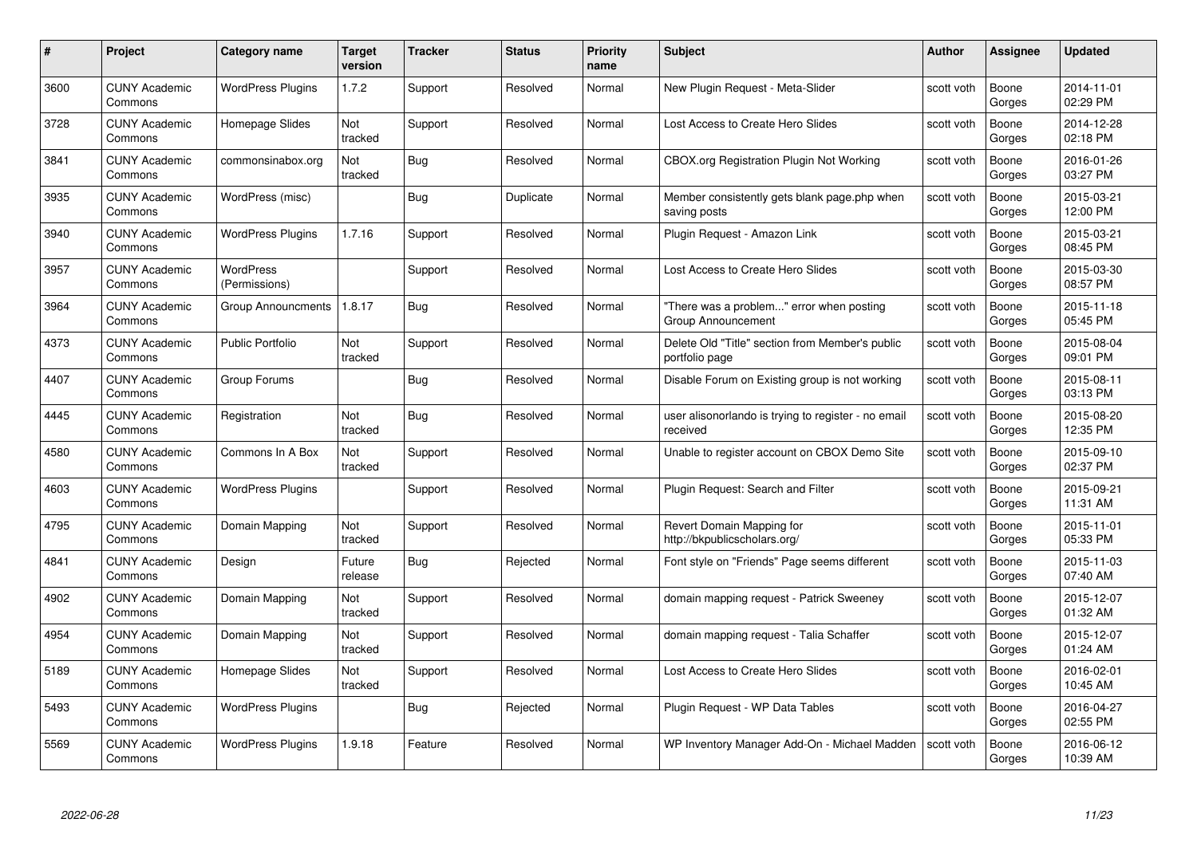| # | Project | Category name | Target version | Tracker | Status | Priority name | Subject | Author | Assignee | Updated |
|---|---|---|---|---|---|---|---|---|---|---|
| 3600 | CUNY Academic Commons | WordPress Plugins | 1.7.2 | Support | Resolved | Normal | New Plugin Request - Meta-Slider | scott voth | Boone Gorges | 2014-11-01 02:29 PM |
| 3728 | CUNY Academic Commons | Homepage Slides | Not tracked | Support | Resolved | Normal | Lost Access to Create Hero Slides | scott voth | Boone Gorges | 2014-12-28 02:18 PM |
| 3841 | CUNY Academic Commons | commonsinabox.org | Not tracked | Bug | Resolved | Normal | CBOX.org Registration Plugin Not Working | scott voth | Boone Gorges | 2016-01-26 03:27 PM |
| 3935 | CUNY Academic Commons | WordPress (misc) | | Bug | Duplicate | Normal | Member consistently gets blank page.php when saving posts | scott voth | Boone Gorges | 2015-03-21 12:00 PM |
| 3940 | CUNY Academic Commons | WordPress Plugins | 1.7.16 | Support | Resolved | Normal | Plugin Request - Amazon Link | scott voth | Boone Gorges | 2015-03-21 08:45 PM |
| 3957 | CUNY Academic Commons | WordPress (Permissions) | | Support | Resolved | Normal | Lost Access to Create Hero Slides | scott voth | Boone Gorges | 2015-03-30 08:57 PM |
| 3964 | CUNY Academic Commons | Group Announcments | 1.8.17 | Bug | Resolved | Normal | "There was a problem..." error when posting Group Announcement | scott voth | Boone Gorges | 2015-11-18 05:45 PM |
| 4373 | CUNY Academic Commons | Public Portfolio | Not tracked | Support | Resolved | Normal | Delete Old "Title" section from Member's public portfolio page | scott voth | Boone Gorges | 2015-08-04 09:01 PM |
| 4407 | CUNY Academic Commons | Group Forums | | Bug | Resolved | Normal | Disable Forum on Existing group is not working | scott voth | Boone Gorges | 2015-08-11 03:13 PM |
| 4445 | CUNY Academic Commons | Registration | Not tracked | Bug | Resolved | Normal | user alisonorlando is trying to register - no email received | scott voth | Boone Gorges | 2015-08-20 12:35 PM |
| 4580 | CUNY Academic Commons | Commons In A Box | Not tracked | Support | Resolved | Normal | Unable to register account on CBOX Demo Site | scott voth | Boone Gorges | 2015-09-10 02:37 PM |
| 4603 | CUNY Academic Commons | WordPress Plugins | | Support | Resolved | Normal | Plugin Request: Search and Filter | scott voth | Boone Gorges | 2015-09-21 11:31 AM |
| 4795 | CUNY Academic Commons | Domain Mapping | Not tracked | Support | Resolved | Normal | Revert Domain Mapping for http://bkpublicscholars.org/ | scott voth | Boone Gorges | 2015-11-01 05:33 PM |
| 4841 | CUNY Academic Commons | Design | Future release | Bug | Rejected | Normal | Font style on "Friends" Page seems different | scott voth | Boone Gorges | 2015-11-03 07:40 AM |
| 4902 | CUNY Academic Commons | Domain Mapping | Not tracked | Support | Resolved | Normal | domain mapping request - Patrick Sweeney | scott voth | Boone Gorges | 2015-12-07 01:32 AM |
| 4954 | CUNY Academic Commons | Domain Mapping | Not tracked | Support | Resolved | Normal | domain mapping request - Talia Schaffer | scott voth | Boone Gorges | 2015-12-07 01:24 AM |
| 5189 | CUNY Academic Commons | Homepage Slides | Not tracked | Support | Resolved | Normal | Lost Access to Create Hero Slides | scott voth | Boone Gorges | 2016-02-01 10:45 AM |
| 5493 | CUNY Academic Commons | WordPress Plugins | | Bug | Rejected | Normal | Plugin Request - WP Data Tables | scott voth | Boone Gorges | 2016-04-27 02:55 PM |
| 5569 | CUNY Academic Commons | WordPress Plugins | 1.9.18 | Feature | Resolved | Normal | WP Inventory Manager Add-On - Michael Madden | scott voth | Boone Gorges | 2016-06-12 10:39 AM |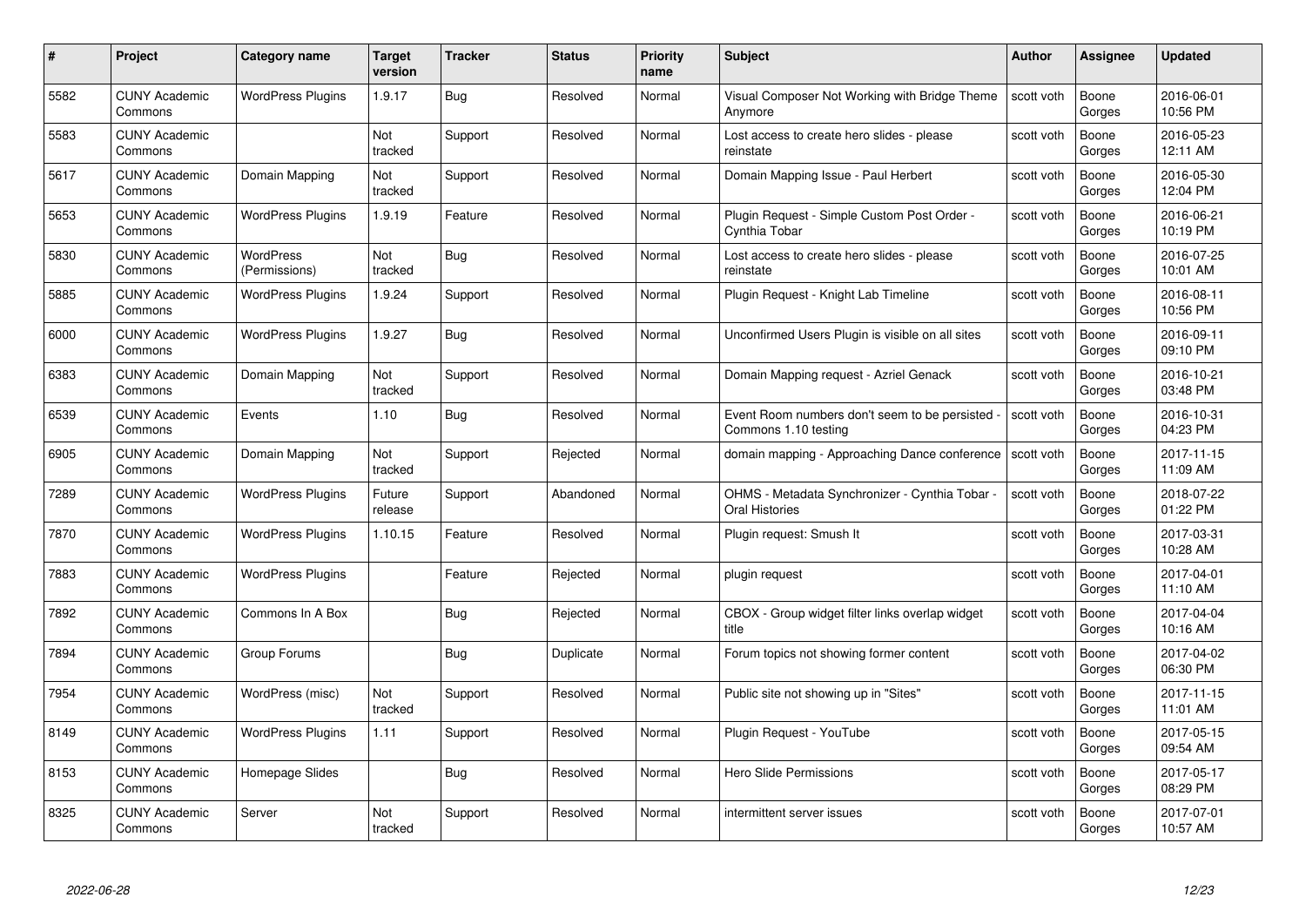| # | Project | Category name | Target version | Tracker | Status | Priority name | Subject | Author | Assignee | Updated |
|---|---|---|---|---|---|---|---|---|---|---|
| 5582 | CUNY Academic Commons | WordPress Plugins | 1.9.17 | Bug | Resolved | Normal | Visual Composer Not Working with Bridge Theme Anymore | scott voth | Boone Gorges | 2016-06-01 10:56 PM |
| 5583 | CUNY Academic Commons | | Not tracked | Support | Resolved | Normal | Lost access to create hero slides - please reinstate | scott voth | Boone Gorges | 2016-05-23 12:11 AM |
| 5617 | CUNY Academic Commons | Domain Mapping | Not tracked | Support | Resolved | Normal | Domain Mapping Issue - Paul Herbert | scott voth | Boone Gorges | 2016-05-30 12:04 PM |
| 5653 | CUNY Academic Commons | WordPress Plugins | 1.9.19 | Feature | Resolved | Normal | Plugin Request - Simple Custom Post Order - Cynthia Tobar | scott voth | Boone Gorges | 2016-06-21 10:19 PM |
| 5830 | CUNY Academic Commons | WordPress (Permissions) | Not tracked | Bug | Resolved | Normal | Lost access to create hero slides - please reinstate | scott voth | Boone Gorges | 2016-07-25 10:01 AM |
| 5885 | CUNY Academic Commons | WordPress Plugins | 1.9.24 | Support | Resolved | Normal | Plugin Request - Knight Lab Timeline | scott voth | Boone Gorges | 2016-08-11 10:56 PM |
| 6000 | CUNY Academic Commons | WordPress Plugins | 1.9.27 | Bug | Resolved | Normal | Unconfirmed Users Plugin is visible on all sites | scott voth | Boone Gorges | 2016-09-11 09:10 PM |
| 6383 | CUNY Academic Commons | Domain Mapping | Not tracked | Support | Resolved | Normal | Domain Mapping request - Azriel Genack | scott voth | Boone Gorges | 2016-10-21 03:48 PM |
| 6539 | CUNY Academic Commons | Events | 1.10 | Bug | Resolved | Normal | Event Room numbers don't seem to be persisted - Commons 1.10 testing | scott voth | Boone Gorges | 2016-10-31 04:23 PM |
| 6905 | CUNY Academic Commons | Domain Mapping | Not tracked | Support | Rejected | Normal | domain mapping - Approaching Dance conference | scott voth | Boone Gorges | 2017-11-15 11:09 AM |
| 7289 | CUNY Academic Commons | WordPress Plugins | Future release | Support | Abandoned | Normal | OHMS - Metadata Synchronizer - Cynthia Tobar - Oral Histories | scott voth | Boone Gorges | 2018-07-22 01:22 PM |
| 7870 | CUNY Academic Commons | WordPress Plugins | 1.10.15 | Feature | Resolved | Normal | Plugin request: Smush It | scott voth | Boone Gorges | 2017-03-31 10:28 AM |
| 7883 | CUNY Academic Commons | WordPress Plugins | | Feature | Rejected | Normal | plugin request | scott voth | Boone Gorges | 2017-04-01 11:10 AM |
| 7892 | CUNY Academic Commons | Commons In A Box | | Bug | Rejected | Normal | CBOX - Group widget filter links overlap widget title | scott voth | Boone Gorges | 2017-04-04 10:16 AM |
| 7894 | CUNY Academic Commons | Group Forums | | Bug | Duplicate | Normal | Forum topics not showing former content | scott voth | Boone Gorges | 2017-04-02 06:30 PM |
| 7954 | CUNY Academic Commons | WordPress (misc) | Not tracked | Support | Resolved | Normal | Public site not showing up in "Sites" | scott voth | Boone Gorges | 2017-11-15 11:01 AM |
| 8149 | CUNY Academic Commons | WordPress Plugins | 1.11 | Support | Resolved | Normal | Plugin Request - YouTube | scott voth | Boone Gorges | 2017-05-15 09:54 AM |
| 8153 | CUNY Academic Commons | Homepage Slides | | Bug | Resolved | Normal | Hero Slide Permissions | scott voth | Boone Gorges | 2017-05-17 08:29 PM |
| 8325 | CUNY Academic Commons | Server | Not tracked | Support | Resolved | Normal | intermittent server issues | scott voth | Boone Gorges | 2017-07-01 10:57 AM |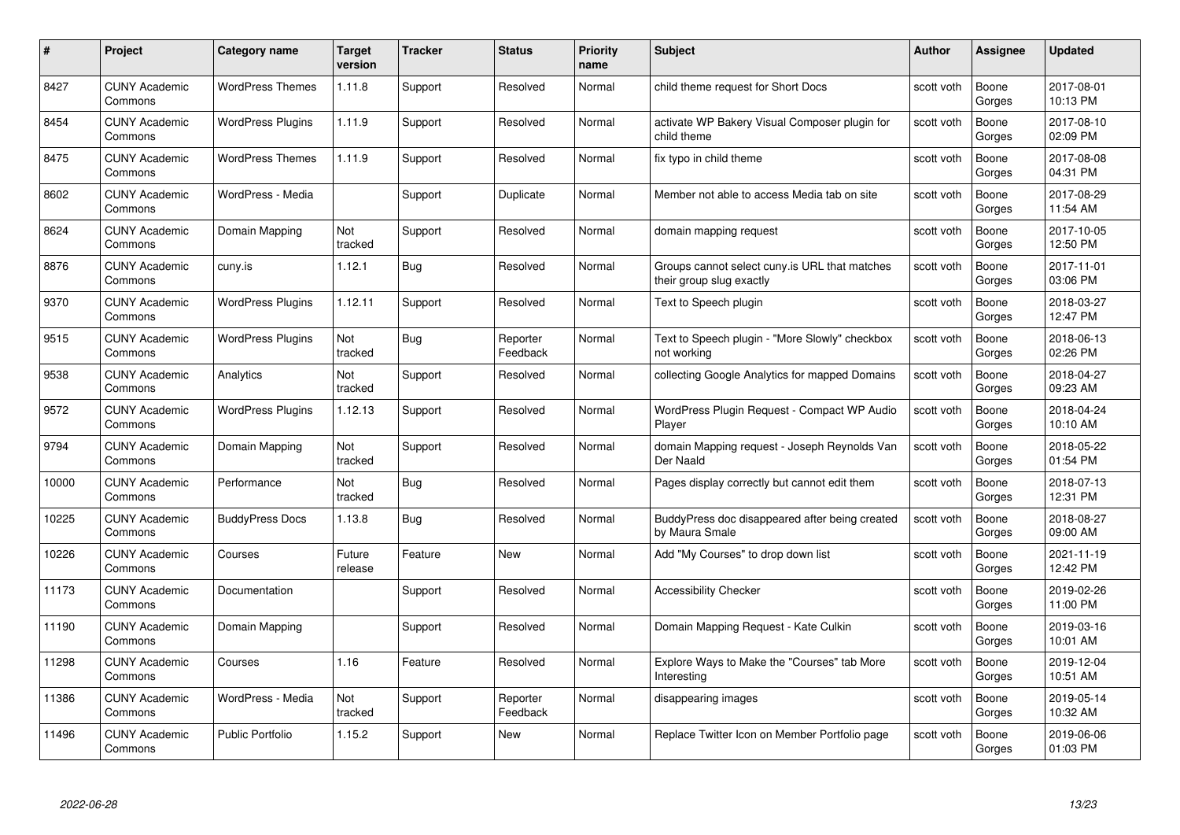| # | Project | Category name | Target version | Tracker | Status | Priority name | Subject | Author | Assignee | Updated |
|---|---|---|---|---|---|---|---|---|---|---|
| 8427 | CUNY Academic Commons | WordPress Themes | 1.11.8 | Support | Resolved | Normal | child theme request for Short Docs | scott voth | Boone Gorges | 2017-08-01 10:13 PM |
| 8454 | CUNY Academic Commons | WordPress Plugins | 1.11.9 | Support | Resolved | Normal | activate WP Bakery Visual Composer plugin for child theme | scott voth | Boone Gorges | 2017-08-10 02:09 PM |
| 8475 | CUNY Academic Commons | WordPress Themes | 1.11.9 | Support | Resolved | Normal | fix typo in child theme | scott voth | Boone Gorges | 2017-08-08 04:31 PM |
| 8602 | CUNY Academic Commons | WordPress - Media | | Support | Duplicate | Normal | Member not able to access Media tab on site | scott voth | Boone Gorges | 2017-08-29 11:54 AM |
| 8624 | CUNY Academic Commons | Domain Mapping | Not tracked | Support | Resolved | Normal | domain mapping request | scott voth | Boone Gorges | 2017-10-05 12:50 PM |
| 8876 | CUNY Academic Commons | cuny.is | 1.12.1 | Bug | Resolved | Normal | Groups cannot select cuny.is URL that matches their group slug exactly | scott voth | Boone Gorges | 2017-11-01 03:06 PM |
| 9370 | CUNY Academic Commons | WordPress Plugins | 1.12.11 | Support | Resolved | Normal | Text to Speech plugin | scott voth | Boone Gorges | 2018-03-27 12:47 PM |
| 9515 | CUNY Academic Commons | WordPress Plugins | Not tracked | Bug | Reporter Feedback | Normal | Text to Speech plugin - "More Slowly" checkbox not working | scott voth | Boone Gorges | 2018-06-13 02:26 PM |
| 9538 | CUNY Academic Commons | Analytics | Not tracked | Support | Resolved | Normal | collecting Google Analytics for mapped Domains | scott voth | Boone Gorges | 2018-04-27 09:23 AM |
| 9572 | CUNY Academic Commons | WordPress Plugins | 1.12.13 | Support | Resolved | Normal | WordPress Plugin Request - Compact WP Audio Player | scott voth | Boone Gorges | 2018-04-24 10:10 AM |
| 9794 | CUNY Academic Commons | Domain Mapping | Not tracked | Support | Resolved | Normal | domain Mapping request - Joseph Reynolds Van Der Naald | scott voth | Boone Gorges | 2018-05-22 01:54 PM |
| 10000 | CUNY Academic Commons | Performance | Not tracked | Bug | Resolved | Normal | Pages display correctly but cannot edit them | scott voth | Boone Gorges | 2018-07-13 12:31 PM |
| 10225 | CUNY Academic Commons | BuddyPress Docs | 1.13.8 | Bug | Resolved | Normal | BuddyPress doc disappeared after being created by Maura Smale | scott voth | Boone Gorges | 2018-08-27 09:00 AM |
| 10226 | CUNY Academic Commons | Courses | Future release | Feature | New | Normal | Add "My Courses" to drop down list | scott voth | Boone Gorges | 2021-11-19 12:42 PM |
| 11173 | CUNY Academic Commons | Documentation | | Support | Resolved | Normal | Accessibility Checker | scott voth | Boone Gorges | 2019-02-26 11:00 PM |
| 11190 | CUNY Academic Commons | Domain Mapping | | Support | Resolved | Normal | Domain Mapping Request - Kate Culkin | scott voth | Boone Gorges | 2019-03-16 10:01 AM |
| 11298 | CUNY Academic Commons | Courses | 1.16 | Feature | Resolved | Normal | Explore Ways to Make the "Courses" tab More Interesting | scott voth | Boone Gorges | 2019-12-04 10:51 AM |
| 11386 | CUNY Academic Commons | WordPress - Media | Not tracked | Support | Reporter Feedback | Normal | disappearing images | scott voth | Boone Gorges | 2019-05-14 10:32 AM |
| 11496 | CUNY Academic Commons | Public Portfolio | 1.15.2 | Support | New | Normal | Replace Twitter Icon on Member Portfolio page | scott voth | Boone Gorges | 2019-06-06 01:03 PM |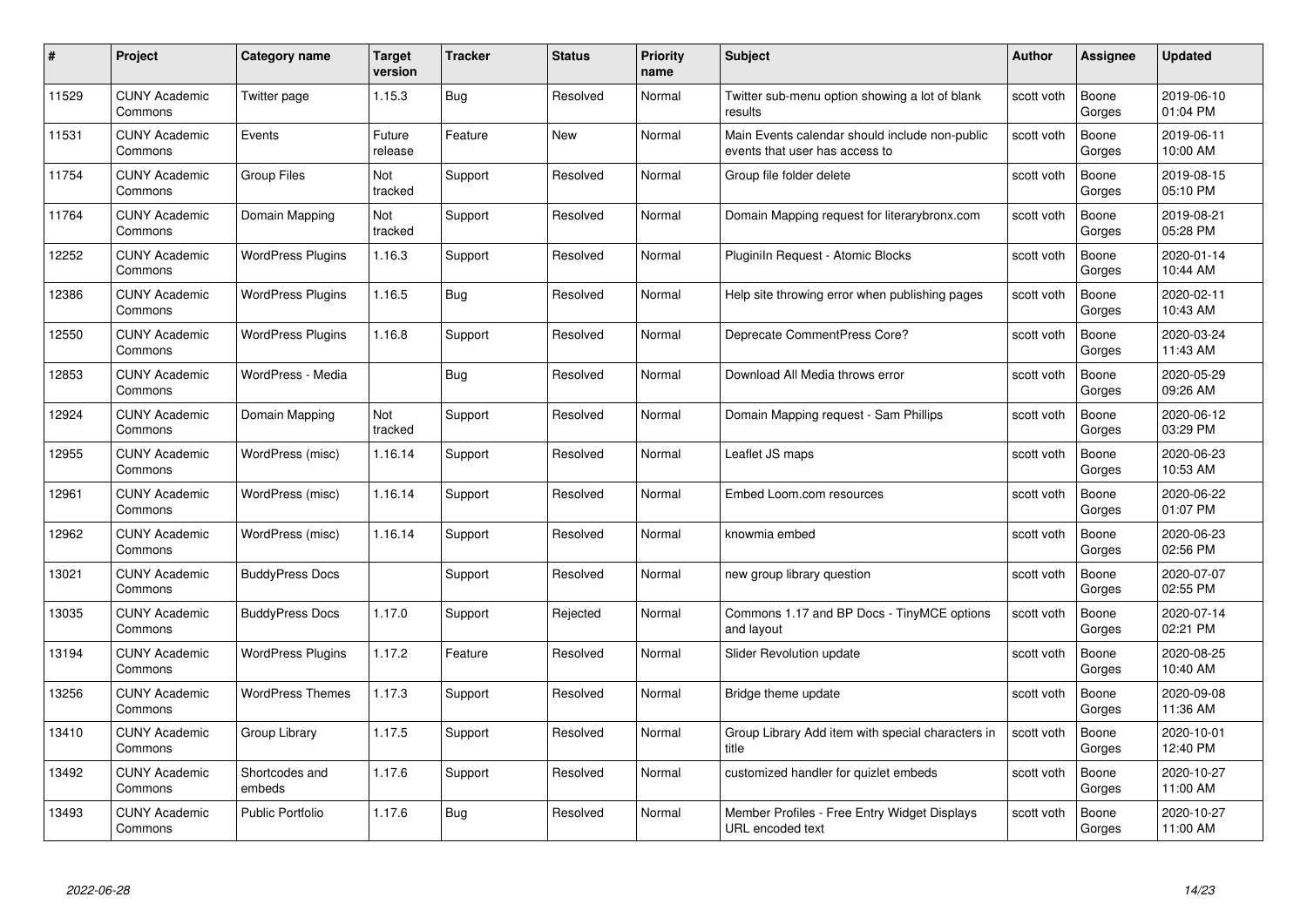| # | Project | Category name | Target version | Tracker | Status | Priority name | Subject | Author | Assignee | Updated |
|---|---|---|---|---|---|---|---|---|---|---|
| 11529 | CUNY Academic Commons | Twitter page | 1.15.3 | Bug | Resolved | Normal | Twitter sub-menu option showing a lot of blank results | scott voth | Boone Gorges | 2019-06-10 01:04 PM |
| 11531 | CUNY Academic Commons | Events | Future release | Feature | New | Normal | Main Events calendar should include non-public events that user has access to | scott voth | Boone Gorges | 2019-06-11 10:00 AM |
| 11754 | CUNY Academic Commons | Group Files | Not tracked | Support | Resolved | Normal | Group file folder delete | scott voth | Boone Gorges | 2019-08-15 05:10 PM |
| 11764 | CUNY Academic Commons | Domain Mapping | Not tracked | Support | Resolved | Normal | Domain Mapping request for literarybronx.com | scott voth | Boone Gorges | 2019-08-21 05:28 PM |
| 12252 | CUNY Academic Commons | WordPress Plugins | 1.16.3 | Support | Resolved | Normal | Pluginln Request - Atomic Blocks | scott voth | Boone Gorges | 2020-01-14 10:44 AM |
| 12386 | CUNY Academic Commons | WordPress Plugins | 1.16.5 | Bug | Resolved | Normal | Help site throwing error when publishing pages | scott voth | Boone Gorges | 2020-02-11 10:43 AM |
| 12550 | CUNY Academic Commons | WordPress Plugins | 1.16.8 | Support | Resolved | Normal | Deprecate CommentPress Core? | scott voth | Boone Gorges | 2020-03-24 11:43 AM |
| 12853 | CUNY Academic Commons | WordPress - Media | | Bug | Resolved | Normal | Download All Media throws error | scott voth | Boone Gorges | 2020-05-29 09:26 AM |
| 12924 | CUNY Academic Commons | Domain Mapping | Not tracked | Support | Resolved | Normal | Domain Mapping request - Sam Phillips | scott voth | Boone Gorges | 2020-06-12 03:29 PM |
| 12955 | CUNY Academic Commons | WordPress (misc) | 1.16.14 | Support | Resolved | Normal | Leaflet JS maps | scott voth | Boone Gorges | 2020-06-23 10:53 AM |
| 12961 | CUNY Academic Commons | WordPress (misc) | 1.16.14 | Support | Resolved | Normal | Embed Loom.com resources | scott voth | Boone Gorges | 2020-06-22 01:07 PM |
| 12962 | CUNY Academic Commons | WordPress (misc) | 1.16.14 | Support | Resolved | Normal | knowmia embed | scott voth | Boone Gorges | 2020-06-23 02:56 PM |
| 13021 | CUNY Academic Commons | BuddyPress Docs | | Support | Resolved | Normal | new group library question | scott voth | Boone Gorges | 2020-07-07 02:55 PM |
| 13035 | CUNY Academic Commons | BuddyPress Docs | 1.17.0 | Support | Rejected | Normal | Commons 1.17 and BP Docs - TinyMCE options and layout | scott voth | Boone Gorges | 2020-07-14 02:21 PM |
| 13194 | CUNY Academic Commons | WordPress Plugins | 1.17.2 | Feature | Resolved | Normal | Slider Revolution update | scott voth | Boone Gorges | 2020-08-25 10:40 AM |
| 13256 | CUNY Academic Commons | WordPress Themes | 1.17.3 | Support | Resolved | Normal | Bridge theme update | scott voth | Boone Gorges | 2020-09-08 11:36 AM |
| 13410 | CUNY Academic Commons | Group Library | 1.17.5 | Support | Resolved | Normal | Group Library Add item with special characters in title | scott voth | Boone Gorges | 2020-10-01 12:40 PM |
| 13492 | CUNY Academic Commons | Shortcodes and embeds | 1.17.6 | Support | Resolved | Normal | customized handler for quizlet embeds | scott voth | Boone Gorges | 2020-10-27 11:00 AM |
| 13493 | CUNY Academic Commons | Public Portfolio | 1.17.6 | Bug | Resolved | Normal | Member Profiles - Free Entry Widget Displays URL encoded text | scott voth | Boone Gorges | 2020-10-27 11:00 AM |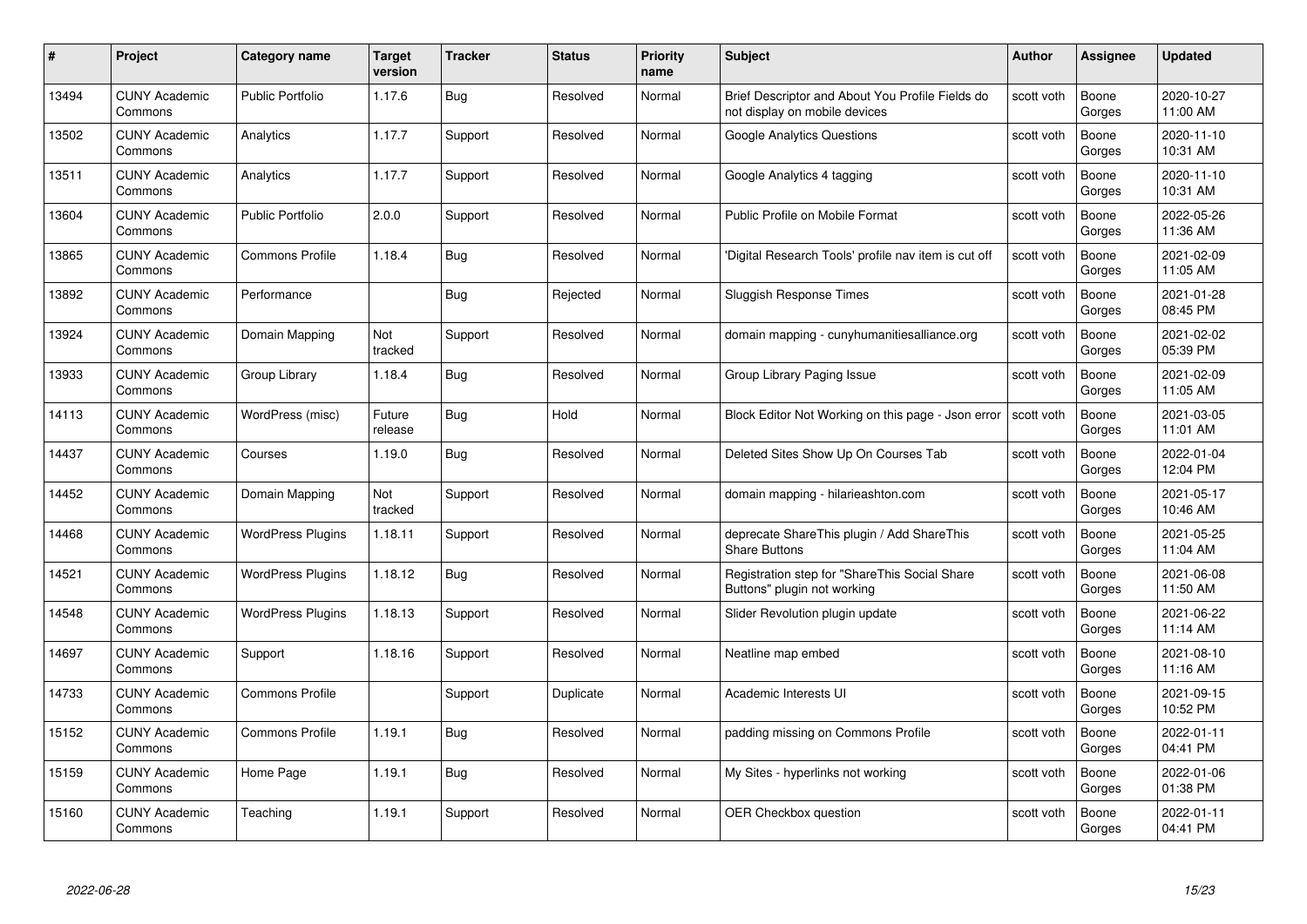| # | Project | Category name | Target version | Tracker | Status | Priority name | Subject | Author | Assignee | Updated |
|---|---|---|---|---|---|---|---|---|---|---|
| 13494 | CUNY Academic Commons | Public Portfolio | 1.17.6 | Bug | Resolved | Normal | Brief Descriptor and About You Profile Fields do not display on mobile devices | scott voth | Boone Gorges | 2020-10-27 11:00 AM |
| 13502 | CUNY Academic Commons | Analytics | 1.17.7 | Support | Resolved | Normal | Google Analytics Questions | scott voth | Boone Gorges | 2020-11-10 10:31 AM |
| 13511 | CUNY Academic Commons | Analytics | 1.17.7 | Support | Resolved | Normal | Google Analytics 4 tagging | scott voth | Boone Gorges | 2020-11-10 10:31 AM |
| 13604 | CUNY Academic Commons | Public Portfolio | 2.0.0 | Support | Resolved | Normal | Public Profile on Mobile Format | scott voth | Boone Gorges | 2022-05-26 11:36 AM |
| 13865 | CUNY Academic Commons | Commons Profile | 1.18.4 | Bug | Resolved | Normal | 'Digital Research Tools' profile nav item is cut off | scott voth | Boone Gorges | 2021-02-09 11:05 AM |
| 13892 | CUNY Academic Commons | Performance | | Bug | Rejected | Normal | Sluggish Response Times | scott voth | Boone Gorges | 2021-01-28 08:45 PM |
| 13924 | CUNY Academic Commons | Domain Mapping | Not tracked | Support | Resolved | Normal | domain mapping - cunyhumanitiesalliance.org | scott voth | Boone Gorges | 2021-02-02 05:39 PM |
| 13933 | CUNY Academic Commons | Group Library | 1.18.4 | Bug | Resolved | Normal | Group Library Paging Issue | scott voth | Boone Gorges | 2021-02-09 11:05 AM |
| 14113 | CUNY Academic Commons | WordPress (misc) | Future release | Bug | Hold | Normal | Block Editor Not Working on this page - Json error | scott voth | Boone Gorges | 2021-03-05 11:01 AM |
| 14437 | CUNY Academic Commons | Courses | 1.19.0 | Bug | Resolved | Normal | Deleted Sites Show Up On Courses Tab | scott voth | Boone Gorges | 2022-01-04 12:04 PM |
| 14452 | CUNY Academic Commons | Domain Mapping | Not tracked | Support | Resolved | Normal | domain mapping - hilarieashton.com | scott voth | Boone Gorges | 2021-05-17 10:46 AM |
| 14468 | CUNY Academic Commons | WordPress Plugins | 1.18.11 | Support | Resolved | Normal | deprecate ShareThis plugin / Add ShareThis Share Buttons | scott voth | Boone Gorges | 2021-05-25 11:04 AM |
| 14521 | CUNY Academic Commons | WordPress Plugins | 1.18.12 | Bug | Resolved | Normal | Registration step for "ShareThis Social Share Buttons" plugin not working | scott voth | Boone Gorges | 2021-06-08 11:50 AM |
| 14548 | CUNY Academic Commons | WordPress Plugins | 1.18.13 | Support | Resolved | Normal | Slider Revolution plugin update | scott voth | Boone Gorges | 2021-06-22 11:14 AM |
| 14697 | CUNY Academic Commons | Support | 1.18.16 | Support | Resolved | Normal | Neatline map embed | scott voth | Boone Gorges | 2021-08-10 11:16 AM |
| 14733 | CUNY Academic Commons | Commons Profile | | Support | Duplicate | Normal | Academic Interests UI | scott voth | Boone Gorges | 2021-09-15 10:52 PM |
| 15152 | CUNY Academic Commons | Commons Profile | 1.19.1 | Bug | Resolved | Normal | padding missing on Commons Profile | scott voth | Boone Gorges | 2022-01-11 04:41 PM |
| 15159 | CUNY Academic Commons | Home Page | 1.19.1 | Bug | Resolved | Normal | My Sites - hyperlinks not working | scott voth | Boone Gorges | 2022-01-06 01:38 PM |
| 15160 | CUNY Academic Commons | Teaching | 1.19.1 | Support | Resolved | Normal | OER Checkbox question | scott voth | Boone Gorges | 2022-01-11 04:41 PM |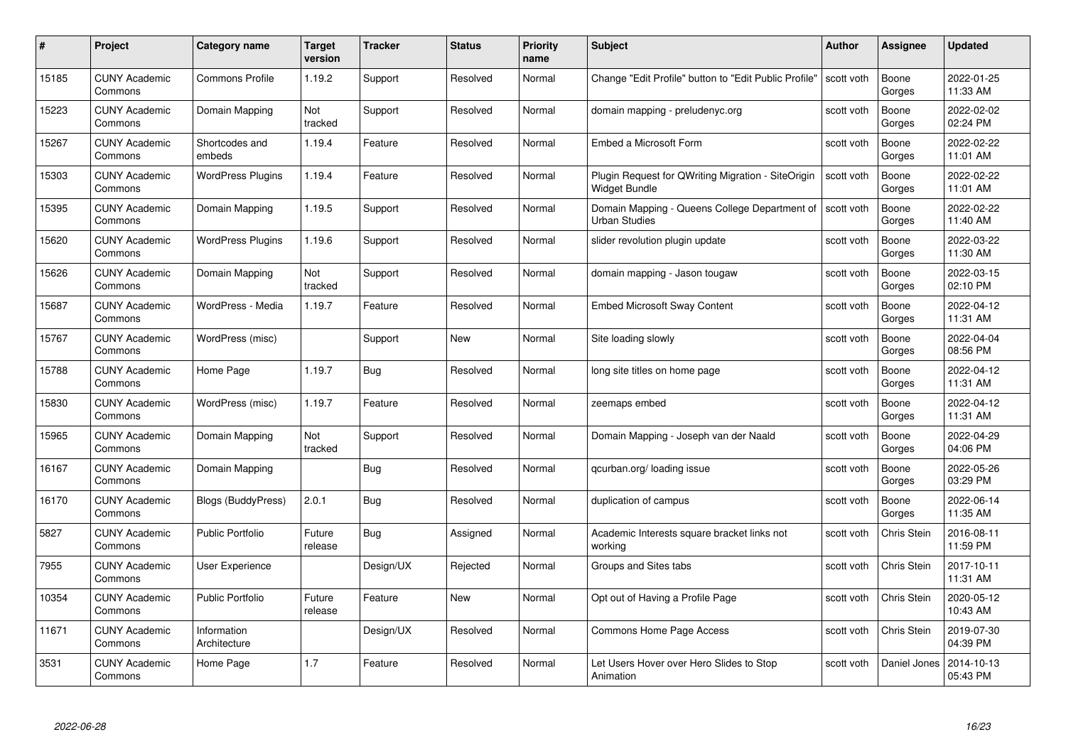| # | Project | Category name | Target version | Tracker | Status | Priority name | Subject | Author | Assignee | Updated |
|---|---|---|---|---|---|---|---|---|---|---|
| 15185 | CUNY Academic Commons | Commons Profile | 1.19.2 | Support | Resolved | Normal | Change "Edit Profile" button to "Edit Public Profile" | scott voth | Boone Gorges | 2022-01-25 11:33 AM |
| 15223 | CUNY Academic Commons | Domain Mapping | Not tracked | Support | Resolved | Normal | domain mapping - preludenyc.org | scott voth | Boone Gorges | 2022-02-02 02:24 PM |
| 15267 | CUNY Academic Commons | Shortcodes and embeds | 1.19.4 | Feature | Resolved | Normal | Embed a Microsoft Form | scott voth | Boone Gorges | 2022-02-22 11:01 AM |
| 15303 | CUNY Academic Commons | WordPress Plugins | 1.19.4 | Feature | Resolved | Normal | Plugin Request for QWriting Migration - SiteOrigin Widget Bundle | scott voth | Boone Gorges | 2022-02-22 11:01 AM |
| 15395 | CUNY Academic Commons | Domain Mapping | 1.19.5 | Support | Resolved | Normal | Domain Mapping - Queens College Department of Urban Studies | scott voth | Boone Gorges | 2022-02-22 11:40 AM |
| 15620 | CUNY Academic Commons | WordPress Plugins | 1.19.6 | Support | Resolved | Normal | slider revolution plugin update | scott voth | Boone Gorges | 2022-03-22 11:30 AM |
| 15626 | CUNY Academic Commons | Domain Mapping | Not tracked | Support | Resolved | Normal | domain mapping - Jason tougaw | scott voth | Boone Gorges | 2022-03-15 02:10 PM |
| 15687 | CUNY Academic Commons | WordPress - Media | 1.19.7 | Feature | Resolved | Normal | Embed Microsoft Sway Content | scott voth | Boone Gorges | 2022-04-12 11:31 AM |
| 15767 | CUNY Academic Commons | WordPress (misc) | | Support | New | Normal | Site loading slowly | scott voth | Boone Gorges | 2022-04-04 08:56 PM |
| 15788 | CUNY Academic Commons | Home Page | 1.19.7 | Bug | Resolved | Normal | long site titles on home page | scott voth | Boone Gorges | 2022-04-12 11:31 AM |
| 15830 | CUNY Academic Commons | WordPress (misc) | 1.19.7 | Feature | Resolved | Normal | zeemaps embed | scott voth | Boone Gorges | 2022-04-12 11:31 AM |
| 15965 | CUNY Academic Commons | Domain Mapping | Not tracked | Support | Resolved | Normal | Domain Mapping - Joseph van der Naald | scott voth | Boone Gorges | 2022-04-29 04:06 PM |
| 16167 | CUNY Academic Commons | Domain Mapping | | Bug | Resolved | Normal | qcurban.org/ loading issue | scott voth | Boone Gorges | 2022-05-26 03:29 PM |
| 16170 | CUNY Academic Commons | Blogs (BuddyPress) | 2.0.1 | Bug | Resolved | Normal | duplication of campus | scott voth | Boone Gorges | 2022-06-14 11:35 AM |
| 5827 | CUNY Academic Commons | Public Portfolio | Future release | Bug | Assigned | Normal | Academic Interests square bracket links not working | scott voth | Chris Stein | 2016-08-11 11:59 PM |
| 7955 | CUNY Academic Commons | User Experience | | Design/UX | Rejected | Normal | Groups and Sites tabs | scott voth | Chris Stein | 2017-10-11 11:31 AM |
| 10354 | CUNY Academic Commons | Public Portfolio | Future release | Feature | New | Normal | Opt out of Having a Profile Page | scott voth | Chris Stein | 2020-05-12 10:43 AM |
| 11671 | CUNY Academic Commons | Information Architecture | | Design/UX | Resolved | Normal | Commons Home Page Access | scott voth | Chris Stein | 2019-07-30 04:39 PM |
| 3531 | CUNY Academic Commons | Home Page | 1.7 | Feature | Resolved | Normal | Let Users Hover over Hero Slides to Stop Animation | scott voth | Daniel Jones | 2014-10-13 05:43 PM |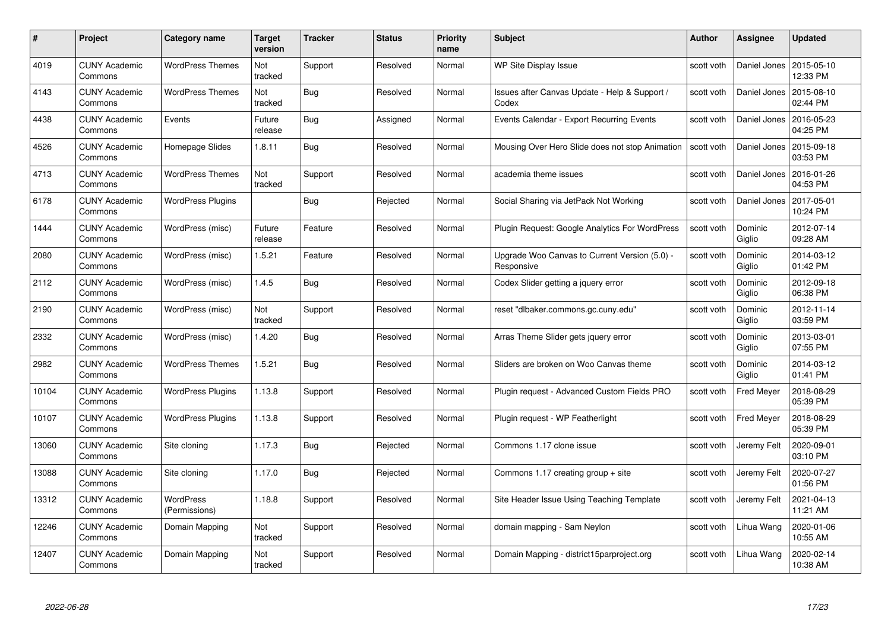| # | Project | Category name | Target version | Tracker | Status | Priority name | Subject | Author | Assignee | Updated |
|---|---|---|---|---|---|---|---|---|---|---|
| 4019 | CUNY Academic Commons | WordPress Themes | Not tracked | Support | Resolved | Normal | WP Site Display Issue | scott voth | Daniel Jones | 2015-05-10 12:33 PM |
| 4143 | CUNY Academic Commons | WordPress Themes | Not tracked | Bug | Resolved | Normal | Issues after Canvas Update - Help & Support / Codex | scott voth | Daniel Jones | 2015-08-10 02:44 PM |
| 4438 | CUNY Academic Commons | Events | Future release | Bug | Assigned | Normal | Events Calendar - Export Recurring Events | scott voth | Daniel Jones | 2016-05-23 04:25 PM |
| 4526 | CUNY Academic Commons | Homepage Slides | 1.8.11 | Bug | Resolved | Normal | Mousing Over Hero Slide does not stop Animation | scott voth | Daniel Jones | 2015-09-18 03:53 PM |
| 4713 | CUNY Academic Commons | WordPress Themes | Not tracked | Support | Resolved | Normal | academia theme issues | scott voth | Daniel Jones | 2016-01-26 04:53 PM |
| 6178 | CUNY Academic Commons | WordPress Plugins | | Bug | Rejected | Normal | Social Sharing via JetPack Not Working | scott voth | Daniel Jones | 2017-05-01 10:24 PM |
| 1444 | CUNY Academic Commons | WordPress (misc) | Future release | Feature | Resolved | Normal | Plugin Request: Google Analytics For WordPress | scott voth | Dominic Giglio | 2012-07-14 09:28 AM |
| 2080 | CUNY Academic Commons | WordPress (misc) | 1.5.21 | Feature | Resolved | Normal | Upgrade Woo Canvas to Current Version (5.0) - Responsive | scott voth | Dominic Giglio | 2014-03-12 01:42 PM |
| 2112 | CUNY Academic Commons | WordPress (misc) | 1.4.5 | Bug | Resolved | Normal | Codex Slider getting a jquery error | scott voth | Dominic Giglio | 2012-09-18 06:38 PM |
| 2190 | CUNY Academic Commons | WordPress (misc) | Not tracked | Support | Resolved | Normal | reset "dlbaker.commons.gc.cuny.edu" | scott voth | Dominic Giglio | 2012-11-14 03:59 PM |
| 2332 | CUNY Academic Commons | WordPress (misc) | 1.4.20 | Bug | Resolved | Normal | Arras Theme Slider gets jquery error | scott voth | Dominic Giglio | 2013-03-01 07:55 PM |
| 2982 | CUNY Academic Commons | WordPress Themes | 1.5.21 | Bug | Resolved | Normal | Sliders are broken on Woo Canvas theme | scott voth | Dominic Giglio | 2014-03-12 01:41 PM |
| 10104 | CUNY Academic Commons | WordPress Plugins | 1.13.8 | Support | Resolved | Normal | Plugin request - Advanced Custom Fields PRO | scott voth | Fred Meyer | 2018-08-29 05:39 PM |
| 10107 | CUNY Academic Commons | WordPress Plugins | 1.13.8 | Support | Resolved | Normal | Plugin request - WP Featherlight | scott voth | Fred Meyer | 2018-08-29 05:39 PM |
| 13060 | CUNY Academic Commons | Site cloning | 1.17.3 | Bug | Rejected | Normal | Commons 1.17 clone issue | scott voth | Jeremy Felt | 2020-09-01 03:10 PM |
| 13088 | CUNY Academic Commons | Site cloning | 1.17.0 | Bug | Rejected | Normal | Commons 1.17 creating group + site | scott voth | Jeremy Felt | 2020-07-27 01:56 PM |
| 13312 | CUNY Academic Commons | WordPress (Permissions) | 1.18.8 | Support | Resolved | Normal | Site Header Issue Using Teaching Template | scott voth | Jeremy Felt | 2021-04-13 11:21 AM |
| 12246 | CUNY Academic Commons | Domain Mapping | Not tracked | Support | Resolved | Normal | domain mapping - Sam Neylon | scott voth | Lihua Wang | 2020-01-06 10:55 AM |
| 12407 | CUNY Academic Commons | Domain Mapping | Not tracked | Support | Resolved | Normal | Domain Mapping - district15parproject.org | scott voth | Lihua Wang | 2020-02-14 10:38 AM |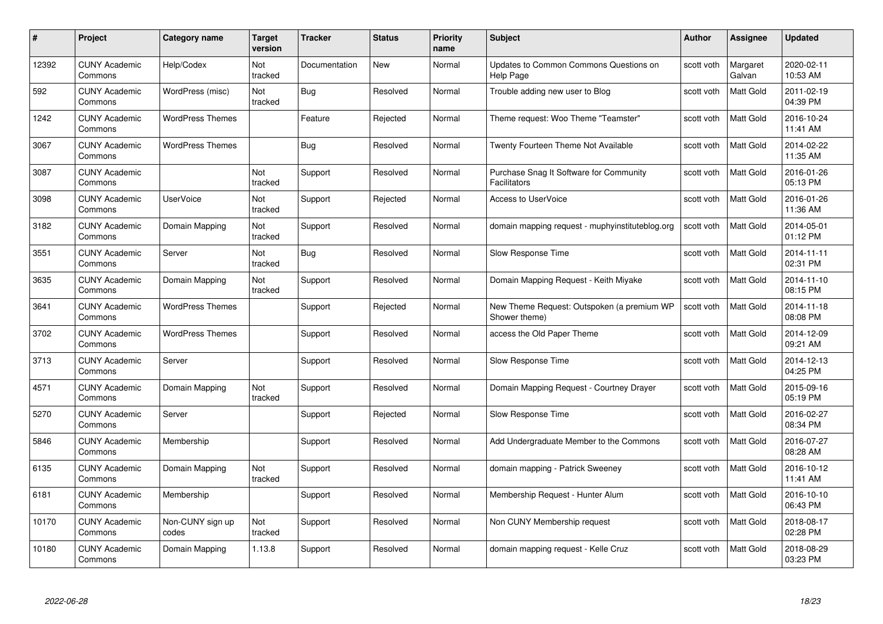| # | Project | Category name | Target version | Tracker | Status | Priority name | Subject | Author | Assignee | Updated |
|---|---|---|---|---|---|---|---|---|---|---|
| 12392 | CUNY Academic Commons | Help/Codex | Not tracked | Documentation | New | Normal | Updates to Common Commons Questions on Help Page | scott voth | Margaret Galvan | 2020-02-11 10:53 AM |
| 592 | CUNY Academic Commons | WordPress (misc) | Not tracked | Bug | Resolved | Normal | Trouble adding new user to Blog | scott voth | Matt Gold | 2011-02-19 04:39 PM |
| 1242 | CUNY Academic Commons | WordPress Themes | | Feature | Rejected | Normal | Theme request: Woo Theme "Teamster" | scott voth | Matt Gold | 2016-10-24 11:41 AM |
| 3067 | CUNY Academic Commons | WordPress Themes | | Bug | Resolved | Normal | Twenty Fourteen Theme Not Available | scott voth | Matt Gold | 2014-02-22 11:35 AM |
| 3087 | CUNY Academic Commons | | Not tracked | Support | Resolved | Normal | Purchase Snag It Software for Community Facilitators | scott voth | Matt Gold | 2016-01-26 05:13 PM |
| 3098 | CUNY Academic Commons | UserVoice | Not tracked | Support | Rejected | Normal | Access to UserVoice | scott voth | Matt Gold | 2016-01-26 11:36 AM |
| 3182 | CUNY Academic Commons | Domain Mapping | Not tracked | Support | Resolved | Normal | domain mapping request - muphyinstituteblog.org | scott voth | Matt Gold | 2014-05-01 01:12 PM |
| 3551 | CUNY Academic Commons | Server | Not tracked | Bug | Resolved | Normal | Slow Response Time | scott voth | Matt Gold | 2014-11-11 02:31 PM |
| 3635 | CUNY Academic Commons | Domain Mapping | Not tracked | Support | Resolved | Normal | Domain Mapping Request - Keith Miyake | scott voth | Matt Gold | 2014-11-10 08:15 PM |
| 3641 | CUNY Academic Commons | WordPress Themes | | Support | Rejected | Normal | New Theme Request: Outspoken (a premium WP Shower theme) | scott voth | Matt Gold | 2014-11-18 08:08 PM |
| 3702 | CUNY Academic Commons | WordPress Themes | | Support | Resolved | Normal | access the Old Paper Theme | scott voth | Matt Gold | 2014-12-09 09:21 AM |
| 3713 | CUNY Academic Commons | Server | | Support | Resolved | Normal | Slow Response Time | scott voth | Matt Gold | 2014-12-13 04:25 PM |
| 4571 | CUNY Academic Commons | Domain Mapping | Not tracked | Support | Resolved | Normal | Domain Mapping Request - Courtney Drayer | scott voth | Matt Gold | 2015-09-16 05:19 PM |
| 5270 | CUNY Academic Commons | Server | | Support | Rejected | Normal | Slow Response Time | scott voth | Matt Gold | 2016-02-27 08:34 PM |
| 5846 | CUNY Academic Commons | Membership | | Support | Resolved | Normal | Add Undergraduate Member to the Commons | scott voth | Matt Gold | 2016-07-27 08:28 AM |
| 6135 | CUNY Academic Commons | Domain Mapping | Not tracked | Support | Resolved | Normal | domain mapping - Patrick Sweeney | scott voth | Matt Gold | 2016-10-12 11:41 AM |
| 6181 | CUNY Academic Commons | Membership | | Support | Resolved | Normal | Membership Request - Hunter Alum | scott voth | Matt Gold | 2016-10-10 06:43 PM |
| 10170 | CUNY Academic Commons | Non-CUNY sign up codes | Not tracked | Support | Resolved | Normal | Non CUNY Membership request | scott voth | Matt Gold | 2018-08-17 02:28 PM |
| 10180 | CUNY Academic Commons | Domain Mapping | 1.13.8 | Support | Resolved | Normal | domain mapping request - Kelle Cruz | scott voth | Matt Gold | 2018-08-29 03:23 PM |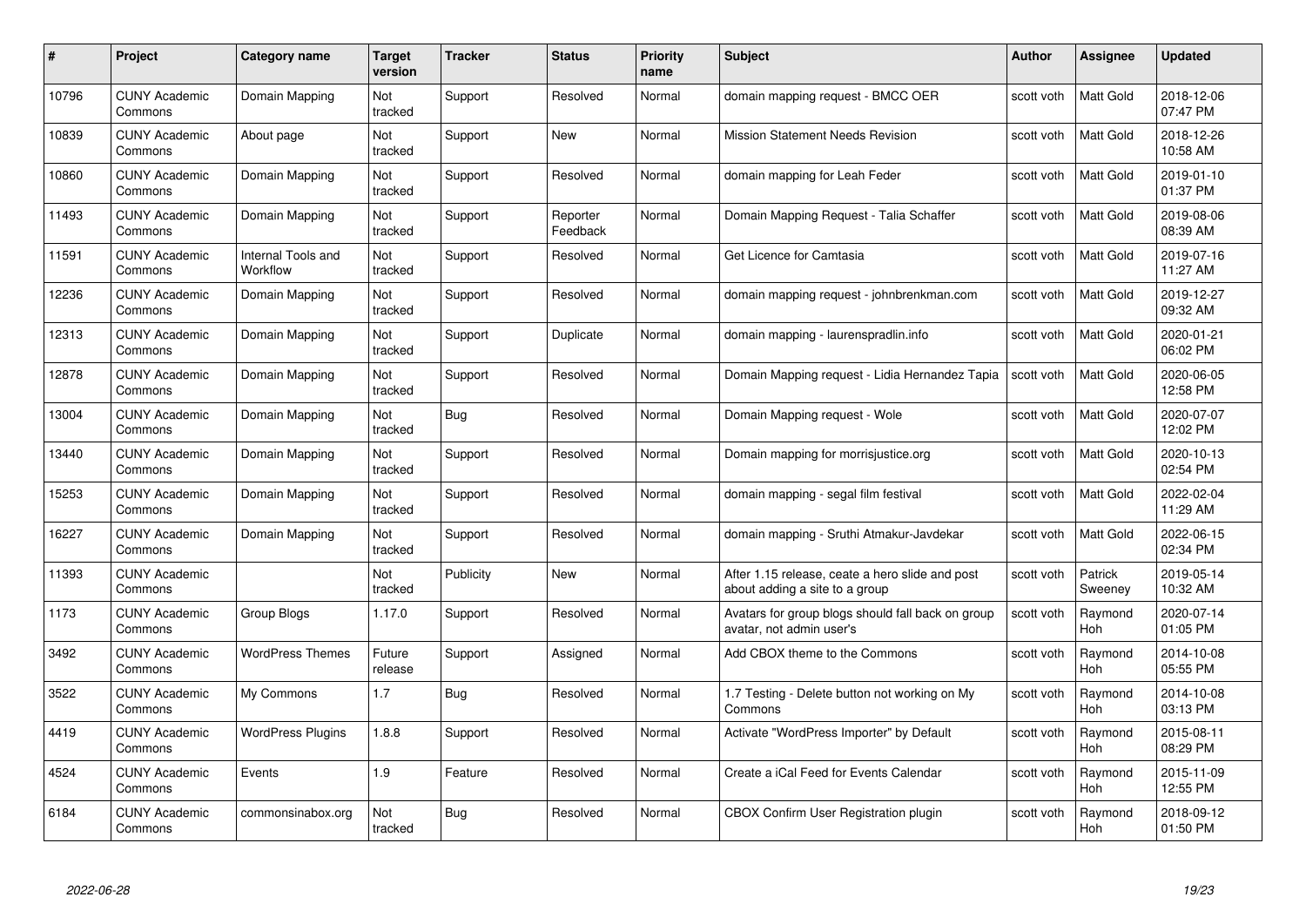| # | Project | Category name | Target version | Tracker | Status | Priority name | Subject | Author | Assignee | Updated |
|---|---|---|---|---|---|---|---|---|---|---|
| 10796 | CUNY Academic Commons | Domain Mapping | Not tracked | Support | Resolved | Normal | domain mapping request - BMCC OER | scott voth | Matt Gold | 2018-12-06 07:47 PM |
| 10839 | CUNY Academic Commons | About page | Not tracked | Support | New | Normal | Mission Statement Needs Revision | scott voth | Matt Gold | 2018-12-26 10:58 AM |
| 10860 | CUNY Academic Commons | Domain Mapping | Not tracked | Support | Resolved | Normal | domain mapping for Leah Feder | scott voth | Matt Gold | 2019-01-10 01:37 PM |
| 11493 | CUNY Academic Commons | Domain Mapping | Not tracked | Support | Reporter Feedback | Normal | Domain Mapping Request - Talia Schaffer | scott voth | Matt Gold | 2019-08-06 08:39 AM |
| 11591 | CUNY Academic Commons | Internal Tools and Workflow | Not tracked | Support | Resolved | Normal | Get Licence for Camtasia | scott voth | Matt Gold | 2019-07-16 11:27 AM |
| 12236 | CUNY Academic Commons | Domain Mapping | Not tracked | Support | Resolved | Normal | domain mapping request - johnbrenkman.com | scott voth | Matt Gold | 2019-12-27 09:32 AM |
| 12313 | CUNY Academic Commons | Domain Mapping | Not tracked | Support | Duplicate | Normal | domain mapping - laurenspradlin.info | scott voth | Matt Gold | 2020-01-21 06:02 PM |
| 12878 | CUNY Academic Commons | Domain Mapping | Not tracked | Support | Resolved | Normal | Domain Mapping request - Lidia Hernandez Tapia | scott voth | Matt Gold | 2020-06-05 12:58 PM |
| 13004 | CUNY Academic Commons | Domain Mapping | Not tracked | Bug | Resolved | Normal | Domain Mapping request - Wole | scott voth | Matt Gold | 2020-07-07 12:02 PM |
| 13440 | CUNY Academic Commons | Domain Mapping | Not tracked | Support | Resolved | Normal | Domain mapping for morrisjustice.org | scott voth | Matt Gold | 2020-10-13 02:54 PM |
| 15253 | CUNY Academic Commons | Domain Mapping | Not tracked | Support | Resolved | Normal | domain mapping - segal film festival | scott voth | Matt Gold | 2022-02-04 11:29 AM |
| 16227 | CUNY Academic Commons | Domain Mapping | Not tracked | Support | Resolved | Normal | domain mapping - Sruthi Atmakur-Javdekar | scott voth | Matt Gold | 2022-06-15 02:34 PM |
| 11393 | CUNY Academic Commons | | Not tracked | Publicity | New | Normal | After 1.15 release, ceate a hero slide and post about adding a site to a group | scott voth | Patrick Sweeney | 2019-05-14 10:32 AM |
| 1173 | CUNY Academic Commons | Group Blogs | 1.17.0 | Support | Resolved | Normal | Avatars for group blogs should fall back on group avatar, not admin user's | scott voth | Raymond Hoh | 2020-07-14 01:05 PM |
| 3492 | CUNY Academic Commons | WordPress Themes | Future release | Support | Assigned | Normal | Add CBOX theme to the Commons | scott voth | Raymond Hoh | 2014-10-08 05:55 PM |
| 3522 | CUNY Academic Commons | My Commons | 1.7 | Bug | Resolved | Normal | 1.7 Testing - Delete button not working on My Commons | scott voth | Raymond Hoh | 2014-10-08 03:13 PM |
| 4419 | CUNY Academic Commons | WordPress Plugins | 1.8.8 | Support | Resolved | Normal | Activate "WordPress Importer" by Default | scott voth | Raymond Hoh | 2015-08-11 08:29 PM |
| 4524 | CUNY Academic Commons | Events | 1.9 | Feature | Resolved | Normal | Create a iCal Feed for Events Calendar | scott voth | Raymond Hoh | 2015-11-09 12:55 PM |
| 6184 | CUNY Academic Commons | commonsinabox.org | Not tracked | Bug | Resolved | Normal | CBOX Confirm User Registration plugin | scott voth | Raymond Hoh | 2018-09-12 01:50 PM |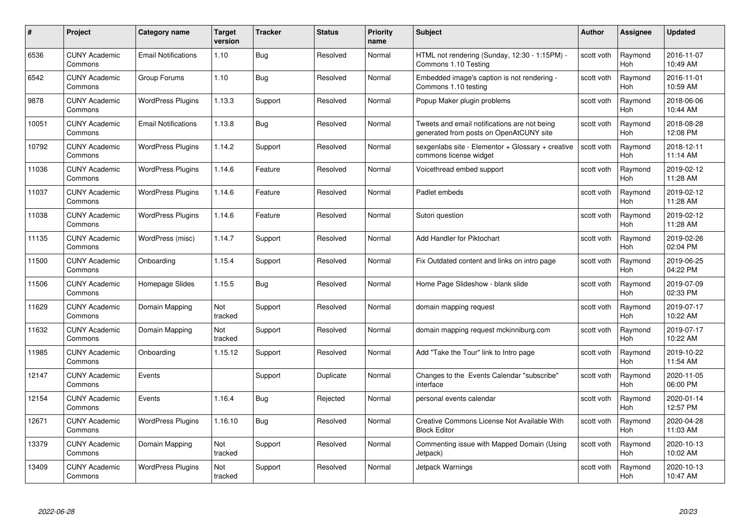| # | Project | Category name | Target version | Tracker | Status | Priority name | Subject | Author | Assignee | Updated |
|---|---|---|---|---|---|---|---|---|---|---|
| 6536 | CUNY Academic Commons | Email Notifications | 1.10 | Bug | Resolved | Normal | HTML not rendering (Sunday, 12:30 - 1:15PM) - Commons 1.10 Testing | scott voth | Raymond Hoh | 2016-11-07 10:49 AM |
| 6542 | CUNY Academic Commons | Group Forums | 1.10 | Bug | Resolved | Normal | Embedded image's caption is not rendering - Commons 1.10 testing | scott voth | Raymond Hoh | 2016-11-01 10:59 AM |
| 9878 | CUNY Academic Commons | WordPress Plugins | 1.13.3 | Support | Resolved | Normal | Popup Maker plugin problems | scott voth | Raymond Hoh | 2018-06-06 10:44 AM |
| 10051 | CUNY Academic Commons | Email Notifications | 1.13.8 | Bug | Resolved | Normal | Tweets and email notifications are not being generated from posts on OpenAtCUNY site | scott voth | Raymond Hoh | 2018-08-28 12:08 PM |
| 10792 | CUNY Academic Commons | WordPress Plugins | 1.14.2 | Support | Resolved | Normal | sexgenlabs site - Elementor + Glossary + creative commons license widget | scott voth | Raymond Hoh | 2018-12-11 11:14 AM |
| 11036 | CUNY Academic Commons | WordPress Plugins | 1.14.6 | Feature | Resolved | Normal | Voicethread embed support | scott voth | Raymond Hoh | 2019-02-12 11:28 AM |
| 11037 | CUNY Academic Commons | WordPress Plugins | 1.14.6 | Feature | Resolved | Normal | Padlet embeds | scott voth | Raymond Hoh | 2019-02-12 11:28 AM |
| 11038 | CUNY Academic Commons | WordPress Plugins | 1.14.6 | Feature | Resolved | Normal | Sutori question | scott voth | Raymond Hoh | 2019-02-12 11:28 AM |
| 11135 | CUNY Academic Commons | WordPress (misc) | 1.14.7 | Support | Resolved | Normal | Add Handler for Piktochart | scott voth | Raymond Hoh | 2019-02-26 02:04 PM |
| 11500 | CUNY Academic Commons | Onboarding | 1.15.4 | Support | Resolved | Normal | Fix Outdated content and links on intro page | scott voth | Raymond Hoh | 2019-06-25 04:22 PM |
| 11506 | CUNY Academic Commons | Homepage Slides | 1.15.5 | Bug | Resolved | Normal | Home Page Slideshow - blank slide | scott voth | Raymond Hoh | 2019-07-09 02:33 PM |
| 11629 | CUNY Academic Commons | Domain Mapping | Not tracked | Support | Resolved | Normal | domain mapping request | scott voth | Raymond Hoh | 2019-07-17 10:22 AM |
| 11632 | CUNY Academic Commons | Domain Mapping | Not tracked | Support | Resolved | Normal | domain mapping request mckinniburg.com | scott voth | Raymond Hoh | 2019-07-17 10:22 AM |
| 11985 | CUNY Academic Commons | Onboarding | 1.15.12 | Support | Resolved | Normal | Add "Take the Tour" link to Intro page | scott voth | Raymond Hoh | 2019-10-22 11:54 AM |
| 12147 | CUNY Academic Commons | Events | | Support | Duplicate | Normal | Changes to the Events Calendar "subscribe" interface | scott voth | Raymond Hoh | 2020-11-05 06:00 PM |
| 12154 | CUNY Academic Commons | Events | 1.16.4 | Bug | Rejected | Normal | personal events calendar | scott voth | Raymond Hoh | 2020-01-14 12:57 PM |
| 12671 | CUNY Academic Commons | WordPress Plugins | 1.16.10 | Bug | Resolved | Normal | Creative Commons License Not Available With Block Editor | scott voth | Raymond Hoh | 2020-04-28 11:03 AM |
| 13379 | CUNY Academic Commons | Domain Mapping | Not tracked | Support | Resolved | Normal | Commenting issue with Mapped Domain (Using Jetpack) | scott voth | Raymond Hoh | 2020-10-13 10:02 AM |
| 13409 | CUNY Academic Commons | WordPress Plugins | Not tracked | Support | Resolved | Normal | Jetpack Warnings | scott voth | Raymond Hoh | 2020-10-13 10:47 AM |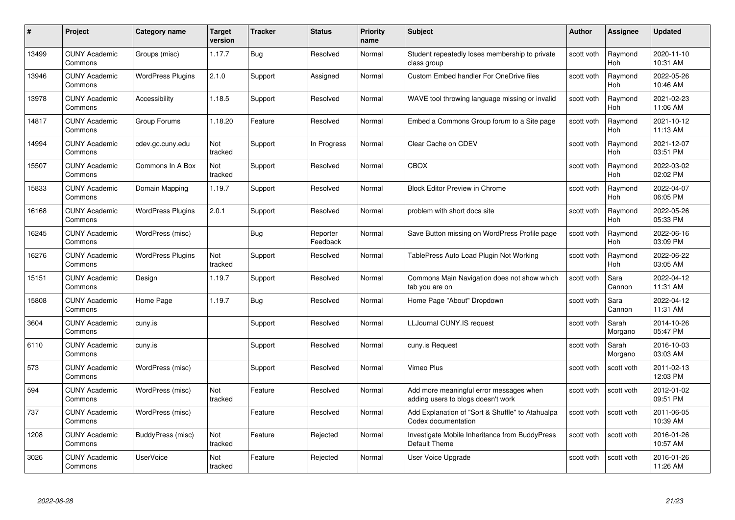| # | Project | Category name | Target version | Tracker | Status | Priority name | Subject | Author | Assignee | Updated |
|---|---|---|---|---|---|---|---|---|---|---|
| 13499 | CUNY Academic Commons | Groups (misc) | 1.17.7 | Bug | Resolved | Normal | Student repeatedly loses membership to private class group | scott voth | Raymond Hoh | 2020-11-10 10:31 AM |
| 13946 | CUNY Academic Commons | WordPress Plugins | 2.1.0 | Support | Assigned | Normal | Custom Embed handler For OneDrive files | scott voth | Raymond Hoh | 2022-05-26 10:46 AM |
| 13978 | CUNY Academic Commons | Accessibility | 1.18.5 | Support | Resolved | Normal | WAVE tool throwing language missing or invalid | scott voth | Raymond Hoh | 2021-02-23 11:06 AM |
| 14817 | CUNY Academic Commons | Group Forums | 1.18.20 | Feature | Resolved | Normal | Embed a Commons Group forum to a Site page | scott voth | Raymond Hoh | 2021-10-12 11:13 AM |
| 14994 | CUNY Academic Commons | cdev.gc.cuny.edu | Not tracked | Support | In Progress | Normal | Clear Cache on CDEV | scott voth | Raymond Hoh | 2021-12-07 03:51 PM |
| 15507 | CUNY Academic Commons | Commons In A Box | Not tracked | Support | Resolved | Normal | CBOX | scott voth | Raymond Hoh | 2022-03-02 02:02 PM |
| 15833 | CUNY Academic Commons | Domain Mapping | 1.19.7 | Support | Resolved | Normal | Block Editor Preview in Chrome | scott voth | Raymond Hoh | 2022-04-07 06:05 PM |
| 16168 | CUNY Academic Commons | WordPress Plugins | 2.0.1 | Support | Resolved | Normal | problem with short docs site | scott voth | Raymond Hoh | 2022-05-26 05:33 PM |
| 16245 | CUNY Academic Commons | WordPress (misc) | | Bug | Reporter Feedback | Normal | Save Button missing on WordPress Profile page | scott voth | Raymond Hoh | 2022-06-16 03:09 PM |
| 16276 | CUNY Academic Commons | WordPress Plugins | Not tracked | Support | Resolved | Normal | TablePress Auto Load Plugin Not Working | scott voth | Raymond Hoh | 2022-06-22 03:05 AM |
| 15151 | CUNY Academic Commons | Design | 1.19.7 | Support | Resolved | Normal | Commons Main Navigation does not show which tab you are on | scott voth | Sara Cannon | 2022-04-12 11:31 AM |
| 15808 | CUNY Academic Commons | Home Page | 1.19.7 | Bug | Resolved | Normal | Home Page "About" Dropdown | scott voth | Sara Cannon | 2022-04-12 11:31 AM |
| 3604 | CUNY Academic Commons | cuny.is | | Support | Resolved | Normal | LLJournal CUNY.IS request | scott voth | Sarah Morgano | 2014-10-26 05:47 PM |
| 6110 | CUNY Academic Commons | cuny.is | | Support | Resolved | Normal | cuny.is Request | scott voth | Sarah Morgano | 2016-10-03 03:03 AM |
| 573 | CUNY Academic Commons | WordPress (misc) | | Support | Resolved | Normal | Vimeo Plus | scott voth | scott voth | 2011-02-13 12:03 PM |
| 594 | CUNY Academic Commons | WordPress (misc) | Not tracked | Feature | Resolved | Normal | Add more meaningful error messages when adding users to blogs doesn't work | scott voth | scott voth | 2012-01-02 09:51 PM |
| 737 | CUNY Academic Commons | WordPress (misc) | | Feature | Resolved | Normal | Add Explanation of "Sort & Shuffle" to Atahualpa Codex documentation | scott voth | scott voth | 2011-06-05 10:39 AM |
| 1208 | CUNY Academic Commons | BuddyPress (misc) | Not tracked | Feature | Rejected | Normal | Investigate Mobile Inheritance from BuddyPress Default Theme | scott voth | scott voth | 2016-01-26 10:57 AM |
| 3026 | CUNY Academic Commons | UserVoice | Not tracked | Feature | Rejected | Normal | User Voice Upgrade | scott voth | scott voth | 2016-01-26 11:26 AM |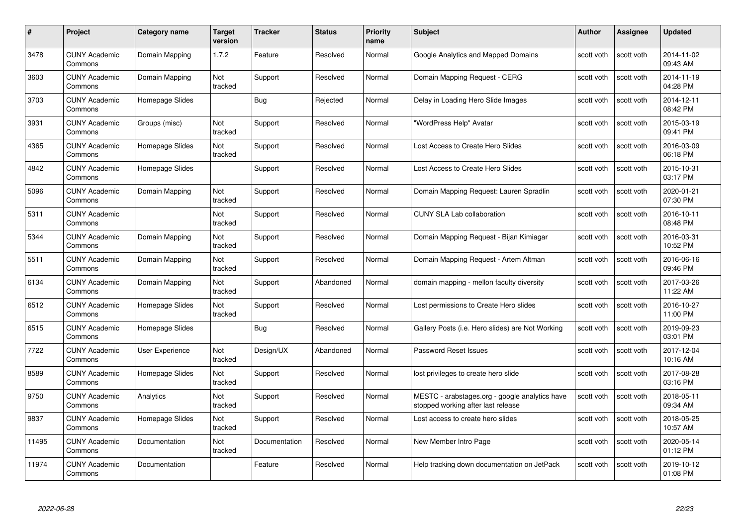| # | Project | Category name | Target version | Tracker | Status | Priority name | Subject | Author | Assignee | Updated |
|---|---|---|---|---|---|---|---|---|---|---|
| 3478 | CUNY Academic Commons | Domain Mapping | 1.7.2 | Feature | Resolved | Normal | Google Analytics and Mapped Domains | scott voth | scott voth | 2014-11-02 09:43 AM |
| 3603 | CUNY Academic Commons | Domain Mapping | Not tracked | Support | Resolved | Normal | Domain Mapping Request - CERG | scott voth | scott voth | 2014-11-19 04:28 PM |
| 3703 | CUNY Academic Commons | Homepage Slides | | Bug | Rejected | Normal | Delay in Loading Hero Slide Images | scott voth | scott voth | 2014-12-11 08:42 PM |
| 3931 | CUNY Academic Commons | Groups (misc) | Not tracked | Support | Resolved | Normal | "WordPress Help" Avatar | scott voth | scott voth | 2015-03-19 09:41 PM |
| 4365 | CUNY Academic Commons | Homepage Slides | Not tracked | Support | Resolved | Normal | Lost Access to Create Hero Slides | scott voth | scott voth | 2016-03-09 06:18 PM |
| 4842 | CUNY Academic Commons | Homepage Slides | | Support | Resolved | Normal | Lost Access to Create Hero Slides | scott voth | scott voth | 2015-10-31 03:17 PM |
| 5096 | CUNY Academic Commons | Domain Mapping | Not tracked | Support | Resolved | Normal | Domain Mapping Request: Lauren Spradlin | scott voth | scott voth | 2020-01-21 07:30 PM |
| 5311 | CUNY Academic Commons | | Not tracked | Support | Resolved | Normal | CUNY SLA Lab collaboration | scott voth | scott voth | 2016-10-11 08:48 PM |
| 5344 | CUNY Academic Commons | Domain Mapping | Not tracked | Support | Resolved | Normal | Domain Mapping Request - Bijan Kimiagar | scott voth | scott voth | 2016-03-31 10:52 PM |
| 5511 | CUNY Academic Commons | Domain Mapping | Not tracked | Support | Resolved | Normal | Domain Mapping Request - Artem Altman | scott voth | scott voth | 2016-06-16 09:46 PM |
| 6134 | CUNY Academic Commons | Domain Mapping | Not tracked | Support | Abandoned | Normal | domain mapping - mellon faculty diversity | scott voth | scott voth | 2017-03-26 11:22 AM |
| 6512 | CUNY Academic Commons | Homepage Slides | Not tracked | Support | Resolved | Normal | Lost permissions to Create Hero slides | scott voth | scott voth | 2016-10-27 11:00 PM |
| 6515 | CUNY Academic Commons | Homepage Slides | | Bug | Resolved | Normal | Gallery Posts (i.e. Hero slides) are Not Working | scott voth | scott voth | 2019-09-23 03:01 PM |
| 7722 | CUNY Academic Commons | User Experience | Not tracked | Design/UX | Abandoned | Normal | Password Reset Issues | scott voth | scott voth | 2017-12-04 10:16 AM |
| 8589 | CUNY Academic Commons | Homepage Slides | Not tracked | Support | Resolved | Normal | lost privileges to create hero slide | scott voth | scott voth | 2017-08-28 03:16 PM |
| 9750 | CUNY Academic Commons | Analytics | Not tracked | Support | Resolved | Normal | MESTC - arabstages.org - google analytics have stopped working after last release | scott voth | scott voth | 2018-05-11 09:34 AM |
| 9837 | CUNY Academic Commons | Homepage Slides | Not tracked | Support | Resolved | Normal | Lost access to create hero slides | scott voth | scott voth | 2018-05-25 10:57 AM |
| 11495 | CUNY Academic Commons | Documentation | Not tracked | Documentation | Resolved | Normal | New Member Intro Page | scott voth | scott voth | 2020-05-14 01:12 PM |
| 11974 | CUNY Academic Commons | Documentation | | Feature | Resolved | Normal | Help tracking down documentation on JetPack | scott voth | scott voth | 2019-10-12 01:08 PM |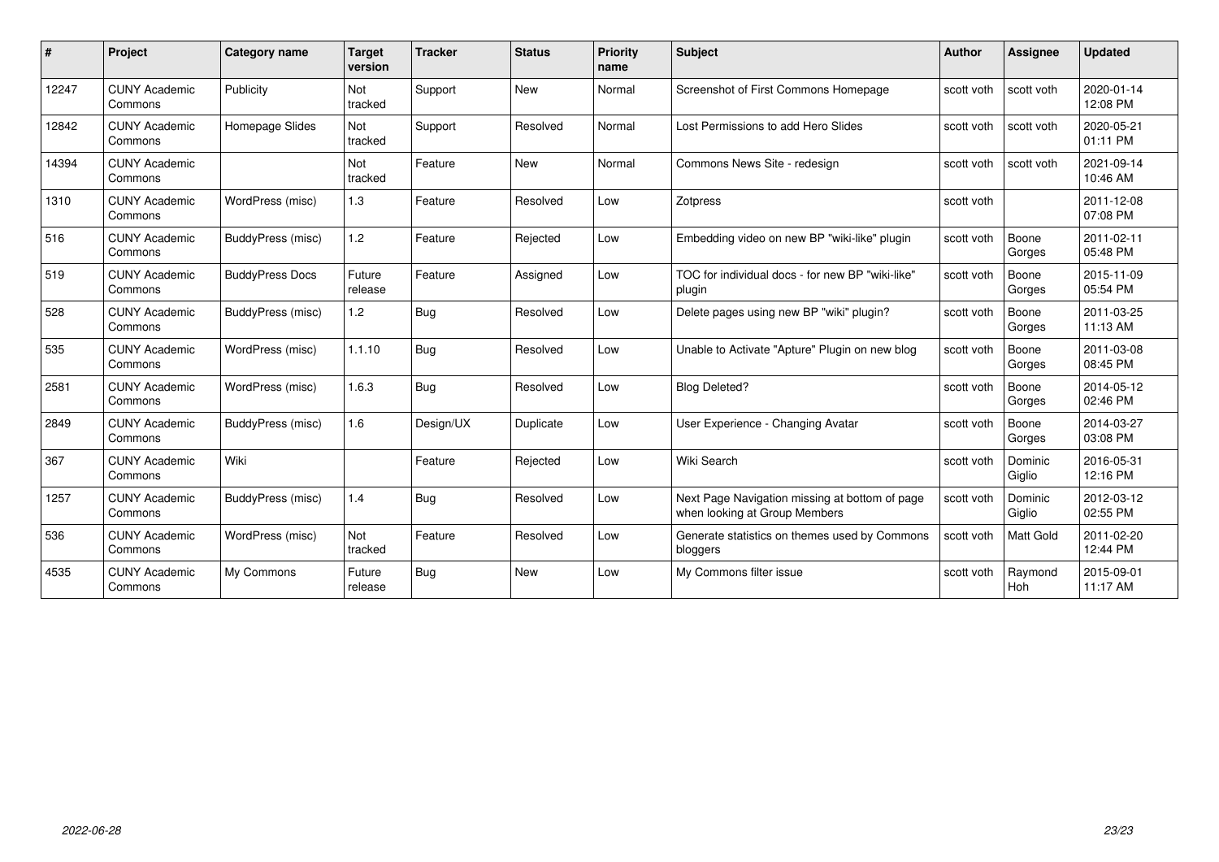| # | Project | Category name | Target version | Tracker | Status | Priority name | Subject | Author | Assignee | Updated |
|---|---|---|---|---|---|---|---|---|---|---|
| 12247 | CUNY Academic Commons | Publicity | Not tracked | Support | New | Normal | Screenshot of First Commons Homepage | scott voth | scott voth | 2020-01-14 12:08 PM |
| 12842 | CUNY Academic Commons | Homepage Slides | Not tracked | Support | Resolved | Normal | Lost Permissions to add Hero Slides | scott voth | scott voth | 2020-05-21 01:11 PM |
| 14394 | CUNY Academic Commons | | Not tracked | Feature | New | Normal | Commons News Site - redesign | scott voth | scott voth | 2021-09-14 10:46 AM |
| 1310 | CUNY Academic Commons | WordPress (misc) | 1.3 | Feature | Resolved | Low | Zotpress | scott voth | | 2011-12-08 07:08 PM |
| 516 | CUNY Academic Commons | BuddyPress (misc) | 1.2 | Feature | Rejected | Low | Embedding video on new BP "wiki-like" plugin | scott voth | Boone Gorges | 2011-02-11 05:48 PM |
| 519 | CUNY Academic Commons | BuddyPress Docs | Future release | Feature | Assigned | Low | TOC for individual docs - for new BP "wiki-like" plugin | scott voth | Boone Gorges | 2015-11-09 05:54 PM |
| 528 | CUNY Academic Commons | BuddyPress (misc) | 1.2 | Bug | Resolved | Low | Delete pages using new BP "wiki" plugin? | scott voth | Boone Gorges | 2011-03-25 11:13 AM |
| 535 | CUNY Academic Commons | WordPress (misc) | 1.1.10 | Bug | Resolved | Low | Unable to Activate "Apture" Plugin on new blog | scott voth | Boone Gorges | 2011-03-08 08:45 PM |
| 2581 | CUNY Academic Commons | WordPress (misc) | 1.6.3 | Bug | Resolved | Low | Blog Deleted? | scott voth | Boone Gorges | 2014-05-12 02:46 PM |
| 2849 | CUNY Academic Commons | BuddyPress (misc) | 1.6 | Design/UX | Duplicate | Low | User Experience - Changing Avatar | scott voth | Boone Gorges | 2014-03-27 03:08 PM |
| 367 | CUNY Academic Commons | Wiki | | Feature | Rejected | Low | Wiki Search | scott voth | Dominic Giglio | 2016-05-31 12:16 PM |
| 1257 | CUNY Academic Commons | BuddyPress (misc) | 1.4 | Bug | Resolved | Low | Next Page Navigation missing at bottom of page when looking at Group Members | scott voth | Dominic Giglio | 2012-03-12 02:55 PM |
| 536 | CUNY Academic Commons | WordPress (misc) | Not tracked | Feature | Resolved | Low | Generate statistics on themes used by Commons bloggers | scott voth | Matt Gold | 2011-02-20 12:44 PM |
| 4535 | CUNY Academic Commons | My Commons | Future release | Bug | New | Low | My Commons filter issue | scott voth | Raymond Hoh | 2015-09-01 11:17 AM |